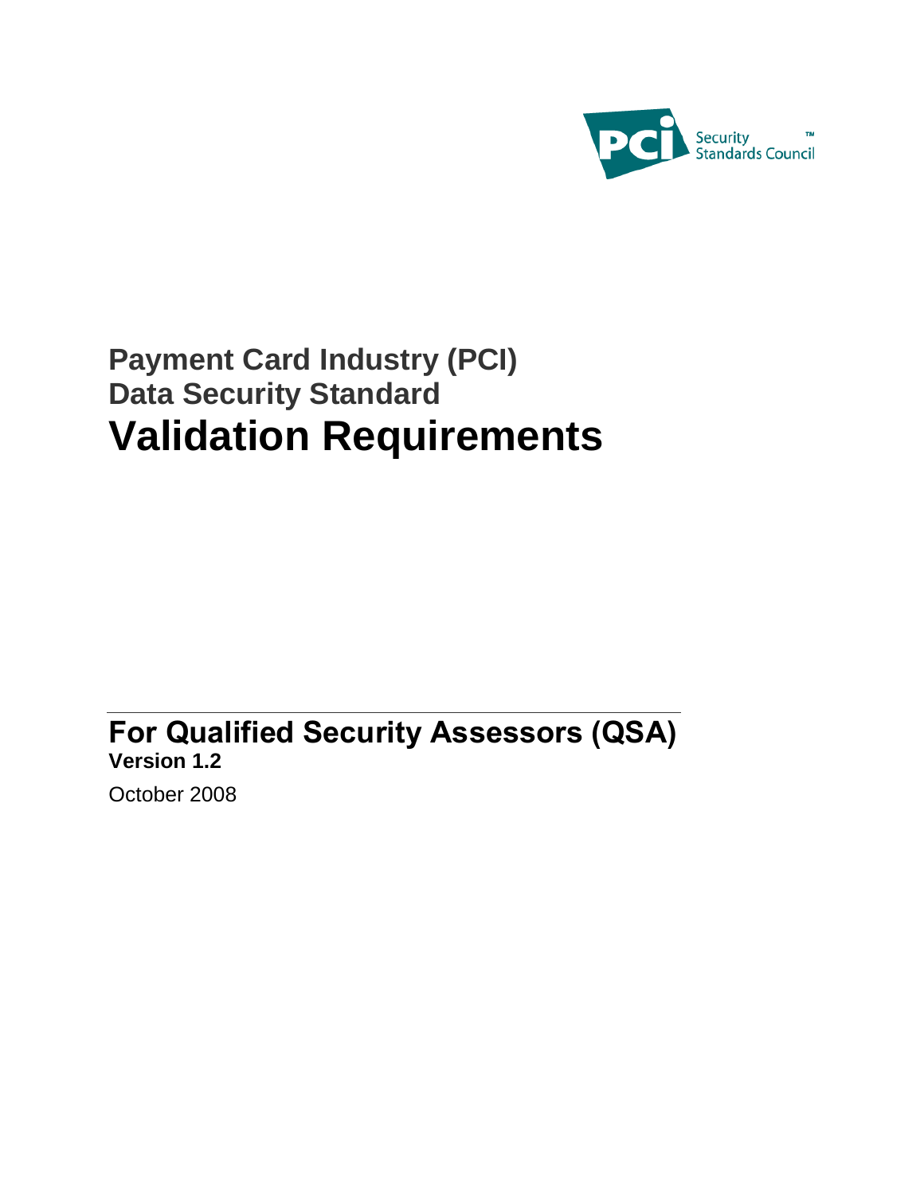PCI Security Standards Council™

# Payment Card Industry (PCI)
# Data Security Standard
# Validation Requirements

## For Qualified Security Assessors (QSA)

**Version 1.2**

October 2008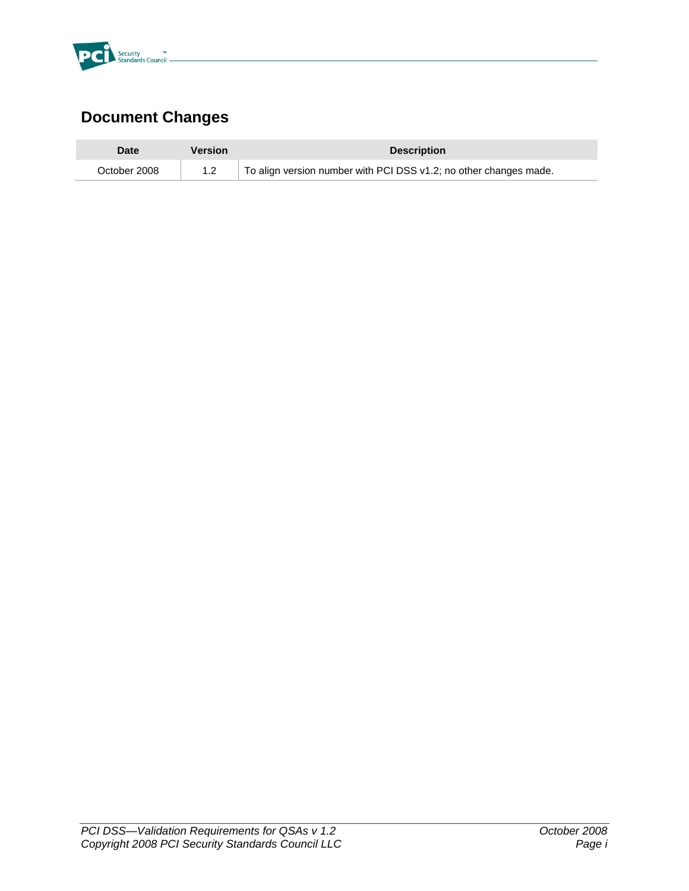# Document Changes

| Date | Version | Description |
|---|---|---|
| October 2008 | 1.2 | To align version number with PCI DSS v1.2; no other changes made. |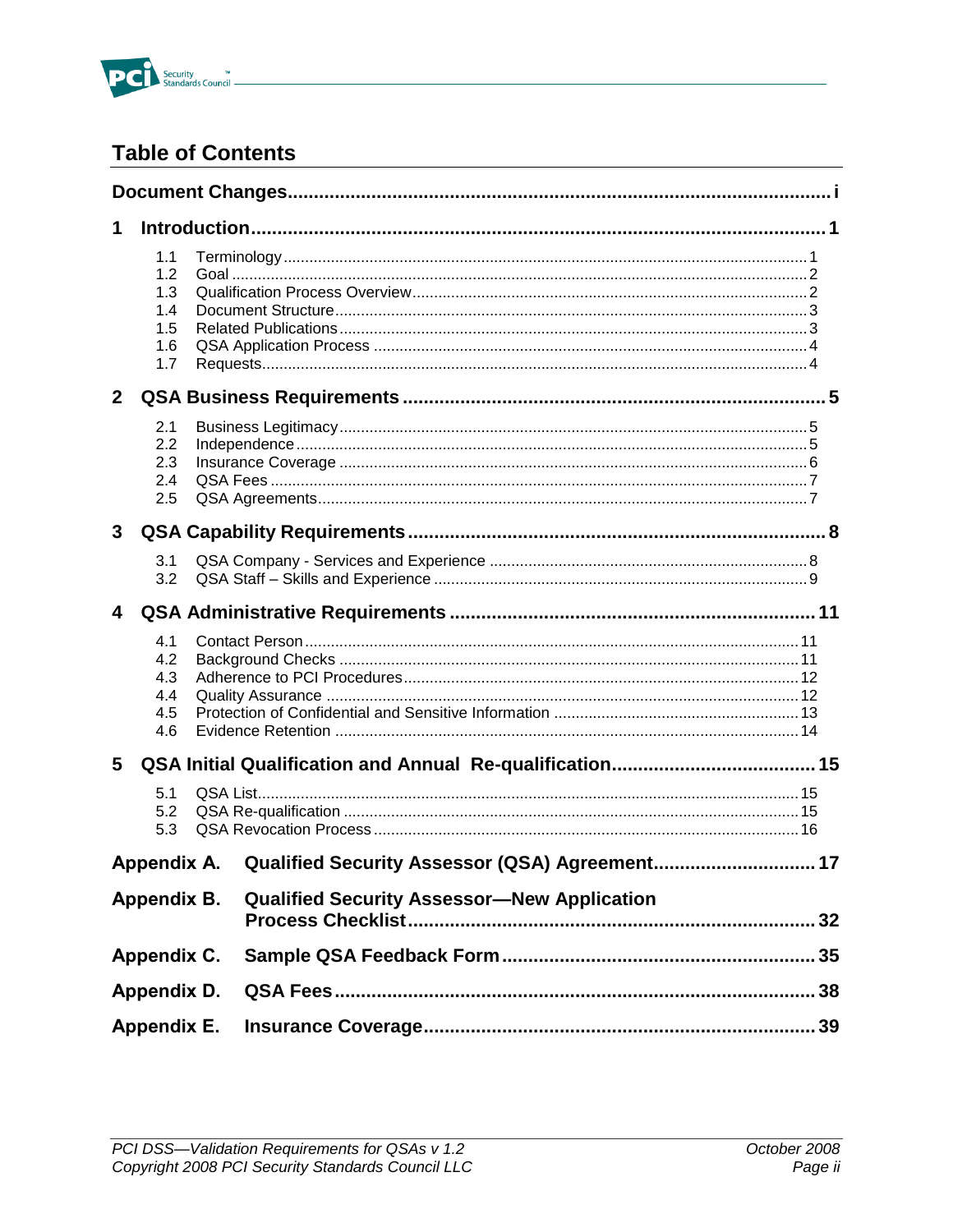# Table of Contents

**Document Changes** ........ i

**1 Introduction** ........ 1

- 1.1 Terminology ........ 1
- 1.2 Goal ........ 2
- 1.3 Qualification Process Overview ........ 2
- 1.4 Document Structure ........ 3
- 1.5 Related Publications ........ 3
- 1.6 QSA Application Process ........ 4
- 1.7 Requests ........ 4

**2 QSA Business Requirements** ........ 5

- 2.1 Business Legitimacy ........ 5
- 2.2 Independence ........ 5
- 2.3 Insurance Coverage ........ 6
- 2.4 QSA Fees ........ 7
- 2.5 QSA Agreements ........ 7

**3 QSA Capability Requirements** ........ 8

- 3.1 QSA Company - Services and Experience ........ 8
- 3.2 QSA Staff – Skills and Experience ........ 9

**4 QSA Administrative Requirements** ........ 11

- 4.1 Contact Person ........ 11
- 4.2 Background Checks ........ 11
- 4.3 Adherence to PCI Procedures ........ 12
- 4.4 Quality Assurance ........ 12
- 4.5 Protection of Confidential and Sensitive Information ........ 13
- 4.6 Evidence Retention ........ 14

**5 QSA Initial Qualification and Annual Re-qualification** ........ 15

- 5.1 QSA List ........ 15
- 5.2 QSA Re-qualification ........ 15
- 5.3 QSA Revocation Process ........ 16

**Appendix A. Qualified Security Assessor (QSA) Agreement** ........ 17

**Appendix B. Qualified Security Assessor—New Application Process Checklist** ........ 32

**Appendix C. Sample QSA Feedback Form** ........ 35

**Appendix D. QSA Fees** ........ 38

**Appendix E. Insurance Coverage** ........ 39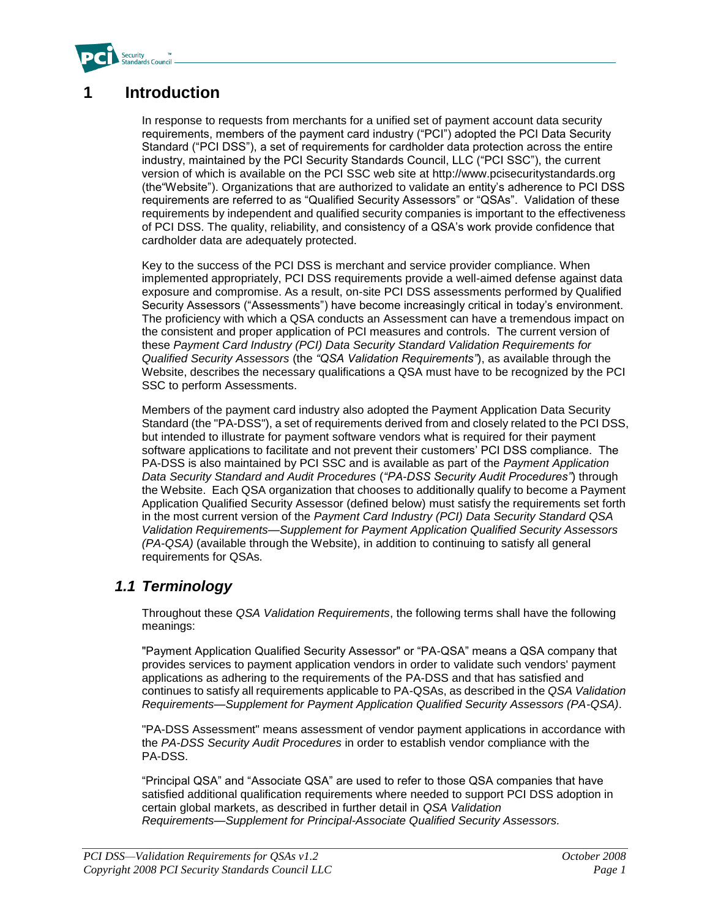# 1 Introduction

In response to requests from merchants for a unified set of payment account data security requirements, members of the payment card industry ("PCI") adopted the PCI Data Security Standard ("PCI DSS"), a set of requirements for cardholder data protection across the entire industry, maintained by the PCI Security Standards Council, LLC ("PCI SSC"), the current version of which is available on the PCI SSC web site at http://www.pcisecuritystandards.org (the"Website"). Organizations that are authorized to validate an entity's adherence to PCI DSS requirements are referred to as "Qualified Security Assessors" or "QSAs". Validation of these requirements by independent and qualified security companies is important to the effectiveness of PCI DSS. The quality, reliability, and consistency of a QSA's work provide confidence that cardholder data are adequately protected.

Key to the success of the PCI DSS is merchant and service provider compliance. When implemented appropriately, PCI DSS requirements provide a well-aimed defense against data exposure and compromise. As a result, on-site PCI DSS assessments performed by Qualified Security Assessors ("Assessments") have become increasingly critical in today's environment. The proficiency with which a QSA conducts an Assessment can have a tremendous impact on the consistent and proper application of PCI measures and controls. The current version of these *Payment Card Industry (PCI) Data Security Standard Validation Requirements for Qualified Security Assessors* (the *"QSA Validation Requirements"*), as available through the Website, describes the necessary qualifications a QSA must have to be recognized by the PCI SSC to perform Assessments.

Members of the payment card industry also adopted the Payment Application Data Security Standard (the "PA-DSS"), a set of requirements derived from and closely related to the PCI DSS, but intended to illustrate for payment software vendors what is required for their payment software applications to facilitate and not prevent their customers' PCI DSS compliance. The PA-DSS is also maintained by PCI SSC and is available as part of the *Payment Application Data Security Standard and Audit Procedures* (*"PA-DSS Security Audit Procedures"*) through the Website. Each QSA organization that chooses to additionally qualify to become a Payment Application Qualified Security Assessor (defined below) must satisfy the requirements set forth in the most current version of the *Payment Card Industry (PCI) Data Security Standard QSA Validation Requirements—Supplement for Payment Application Qualified Security Assessors (PA-QSA)* (available through the Website), in addition to continuing to satisfy all general requirements for QSAs.

## 1.1 Terminology

Throughout these *QSA Validation Requirements*, the following terms shall have the following meanings:

"Payment Application Qualified Security Assessor" or "PA-QSA" means a QSA company that provides services to payment application vendors in order to validate such vendors' payment applications as adhering to the requirements of the PA-DSS and that has satisfied and continues to satisfy all requirements applicable to PA-QSAs, as described in the *QSA Validation Requirements—Supplement for Payment Application Qualified Security Assessors (PA-QSA)*.

"PA-DSS Assessment" means assessment of vendor payment applications in accordance with the *PA-DSS Security Audit Procedures* in order to establish vendor compliance with the PA-DSS.

"Principal QSA" and "Associate QSA" are used to refer to those QSA companies that have satisfied additional qualification requirements where needed to support PCI DSS adoption in certain global markets, as described in further detail in *QSA Validation Requirements—Supplement for Principal-Associate Qualified Security Assessors.*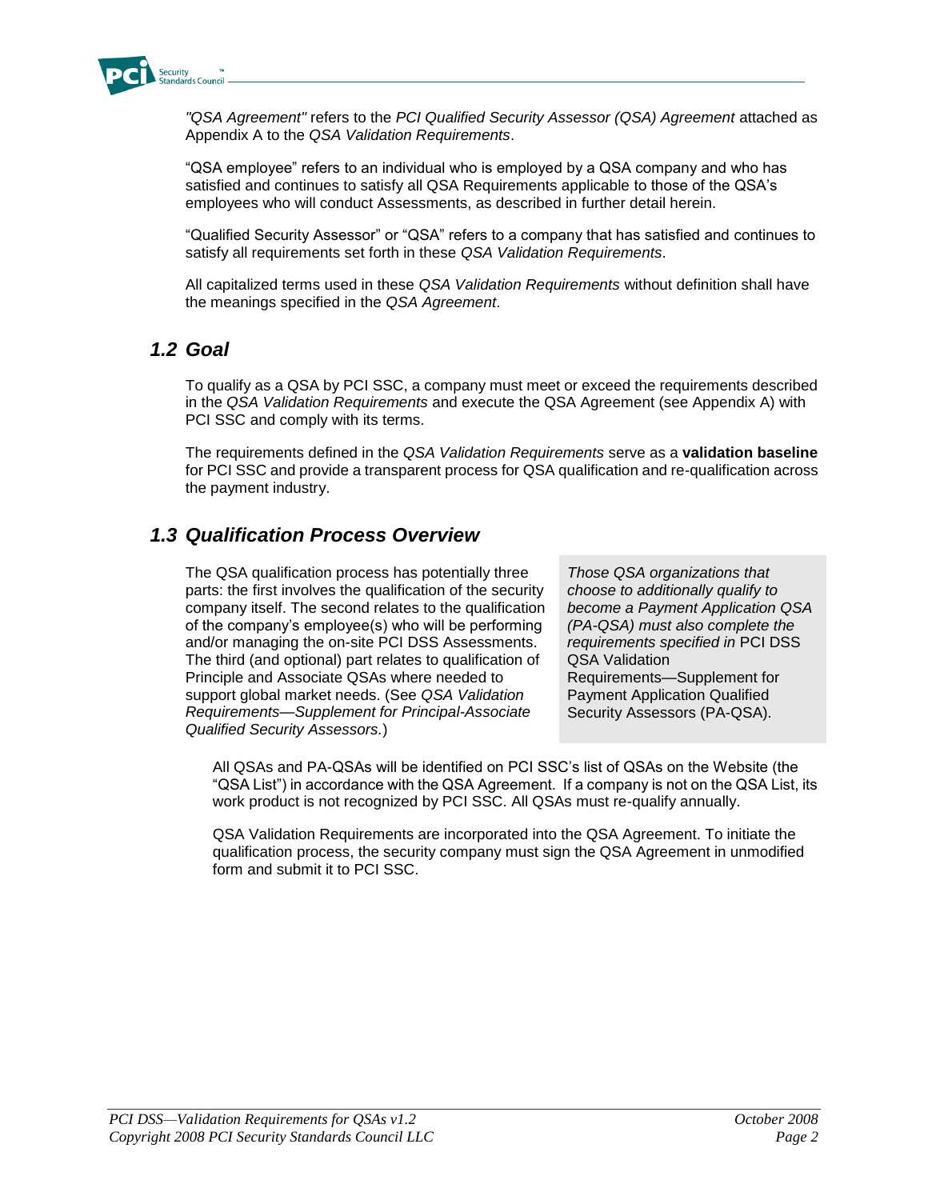*"QSA Agreement"* refers to the *PCI Qualified Security Assessor (QSA) Agreement* attached as Appendix A to the *QSA Validation Requirements*.

"QSA employee" refers to an individual who is employed by a QSA company and who has satisfied and continues to satisfy all QSA Requirements applicable to those of the QSA's employees who will conduct Assessments, as described in further detail herein.

"Qualified Security Assessor" or "QSA" refers to a company that has satisfied and continues to satisfy all requirements set forth in these *QSA Validation Requirements*.

All capitalized terms used in these *QSA Validation Requirements* without definition shall have the meanings specified in the *QSA Agreement*.

## *1.2 Goal*

To qualify as a QSA by PCI SSC, a company must meet or exceed the requirements described in the *QSA Validation Requirements* and execute the QSA Agreement (see Appendix A) with PCI SSC and comply with its terms.

The requirements defined in the *QSA Validation Requirements* serve as a **validation baseline** for PCI SSC and provide a transparent process for QSA qualification and re-qualification across the payment industry.

## *1.3 Qualification Process Overview*

The QSA qualification process has potentially three parts: the first involves the qualification of the security company itself. The second relates to the qualification of the company's employee(s) who will be performing and/or managing the on-site PCI DSS Assessments. The third (and optional) part relates to qualification of Principle and Associate QSAs where needed to support global market needs. (See *QSA Validation Requirements—Supplement for Principal-Associate Qualified Security Assessors.*)

> *Those QSA organizations that choose to additionally qualify to become a Payment Application QSA (PA-QSA) must also complete the requirements specified in* PCI DSS QSA Validation Requirements—Supplement for Payment Application Qualified Security Assessors (PA-QSA).

All QSAs and PA-QSAs will be identified on PCI SSC's list of QSAs on the Website (the "QSA List") in accordance with the QSA Agreement. If a company is not on the QSA List, its work product is not recognized by PCI SSC. All QSAs must re-qualify annually.

QSA Validation Requirements are incorporated into the QSA Agreement. To initiate the qualification process, the security company must sign the QSA Agreement in unmodified form and submit it to PCI SSC.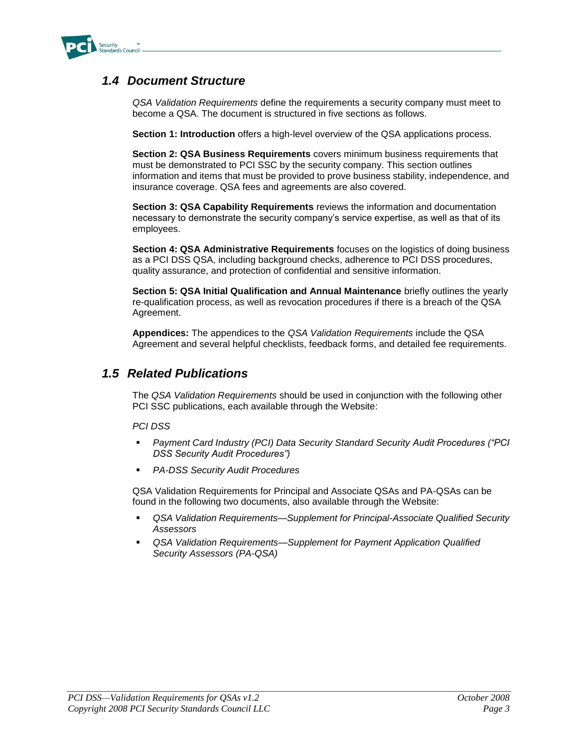## *1.4 Document Structure*

*QSA Validation Requirements* define the requirements a security company must meet to become a QSA. The document is structured in five sections as follows.

**Section 1: Introduction** offers a high-level overview of the QSA applications process.

**Section 2: QSA Business Requirements** covers minimum business requirements that must be demonstrated to PCI SSC by the security company. This section outlines information and items that must be provided to prove business stability, independence, and insurance coverage. QSA fees and agreements are also covered.

**Section 3: QSA Capability Requirements** reviews the information and documentation necessary to demonstrate the security company's service expertise, as well as that of its employees.

**Section 4: QSA Administrative Requirements** focuses on the logistics of doing business as a PCI DSS QSA, including background checks, adherence to PCI DSS procedures, quality assurance, and protection of confidential and sensitive information.

**Section 5: QSA Initial Qualification and Annual Maintenance** briefly outlines the yearly re-qualification process, as well as revocation procedures if there is a breach of the QSA Agreement.

**Appendices:** The appendices to the *QSA Validation Requirements* include the QSA Agreement and several helpful checklists, feedback forms, and detailed fee requirements.

## *1.5 Related Publications*

The *QSA Validation Requirements* should be used in conjunction with the following other PCI SSC publications, each available through the Website:

*PCI DSS*

- *Payment Card Industry (PCI) Data Security Standard Security Audit Procedures ("PCI DSS Security Audit Procedures")*
- *PA-DSS Security Audit Procedures*

QSA Validation Requirements for Principal and Associate QSAs and PA-QSAs can be found in the following two documents, also available through the Website:

- *QSA Validation Requirements—Supplement for Principal-Associate Qualified Security Assessors*
- *QSA Validation Requirements—Supplement for Payment Application Qualified Security Assessors (PA-QSA)*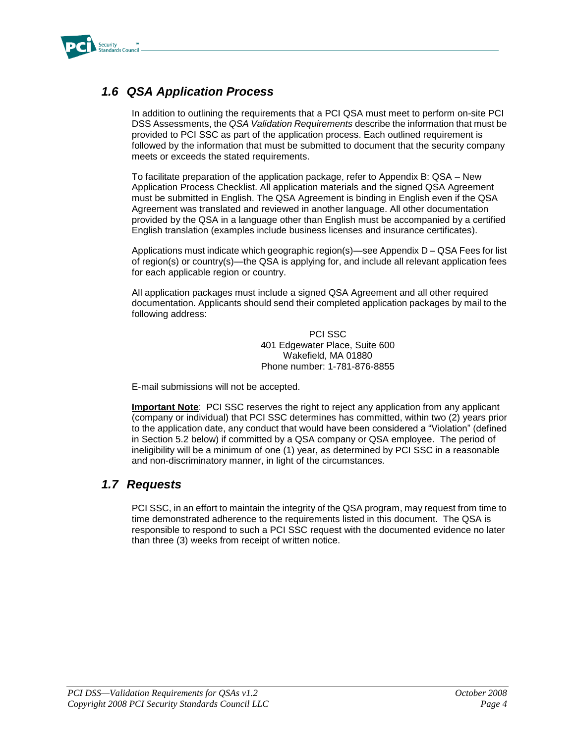## *1.6 QSA Application Process*

In addition to outlining the requirements that a PCI QSA must meet to perform on-site PCI DSS Assessments, the *QSA Validation Requirements* describe the information that must be provided to PCI SSC as part of the application process. Each outlined requirement is followed by the information that must be submitted to document that the security company meets or exceeds the stated requirements.

To facilitate preparation of the application package, refer to Appendix B: QSA – New Application Process Checklist. All application materials and the signed QSA Agreement must be submitted in English. The QSA Agreement is binding in English even if the QSA Agreement was translated and reviewed in another language. All other documentation provided by the QSA in a language other than English must be accompanied by a certified English translation (examples include business licenses and insurance certificates).

Applications must indicate which geographic region(s)—see Appendix D – QSA Fees for list of region(s) or country(s)—the QSA is applying for, and include all relevant application fees for each applicable region or country.

All application packages must include a signed QSA Agreement and all other required documentation. Applicants should send their completed application packages by mail to the following address:

PCI SSC
401 Edgewater Place, Suite 600
Wakefield, MA 01880
Phone number: 1-781-876-8855

E-mail submissions will not be accepted.

**Important Note**: PCI SSC reserves the right to reject any application from any applicant (company or individual) that PCI SSC determines has committed, within two (2) years prior to the application date, any conduct that would have been considered a "Violation" (defined in Section 5.2 below) if committed by a QSA company or QSA employee. The period of ineligibility will be a minimum of one (1) year, as determined by PCI SSC in a reasonable and non-discriminatory manner, in light of the circumstances.

## *1.7 Requests*

PCI SSC, in an effort to maintain the integrity of the QSA program, may request from time to time demonstrated adherence to the requirements listed in this document. The QSA is responsible to respond to such a PCI SSC request with the documented evidence no later than three (3) weeks from receipt of written notice.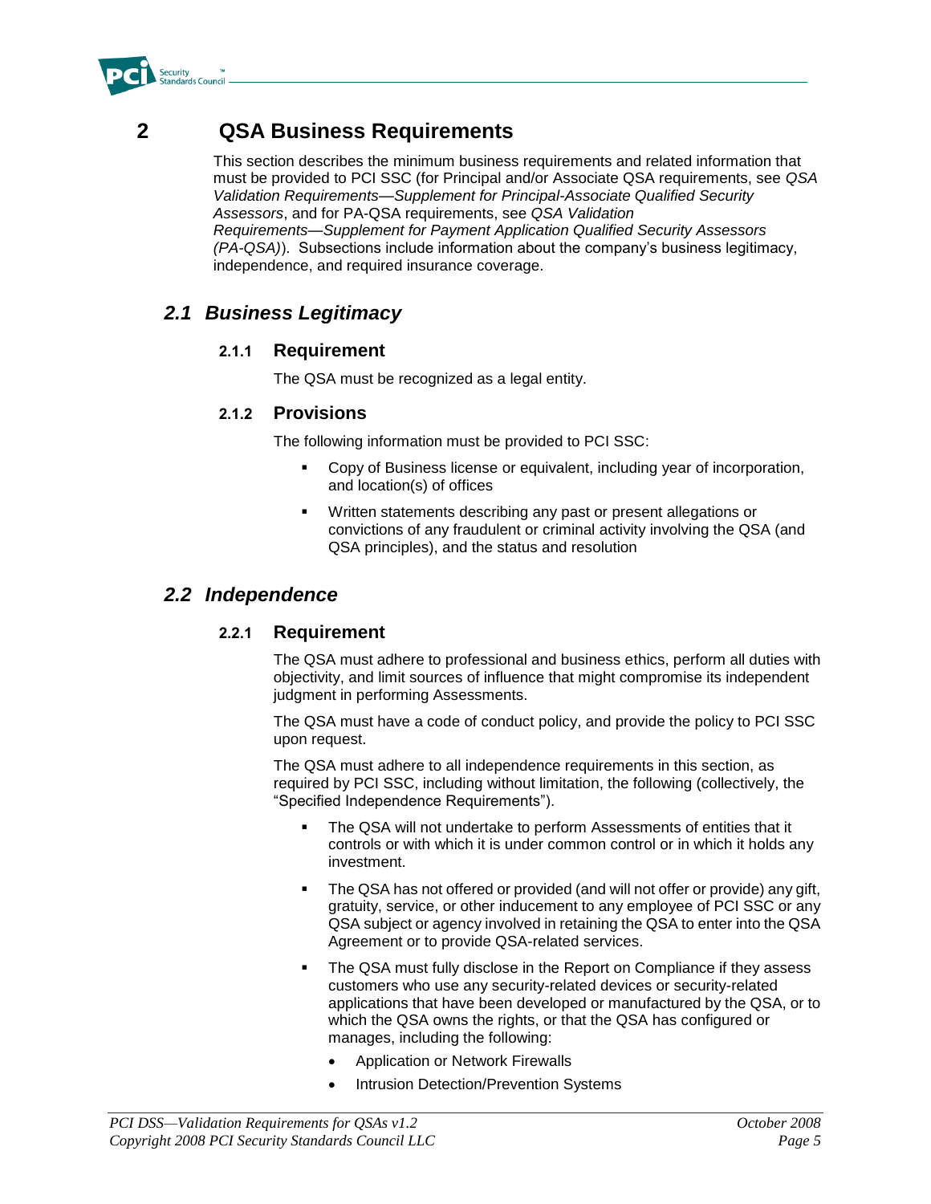# 2 QSA Business Requirements

This section describes the minimum business requirements and related information that must be provided to PCI SSC (for Principal and/or Associate QSA requirements, see *QSA Validation Requirements—Supplement for Principal-Associate Qualified Security Assessors*, and for PA-QSA requirements, see *QSA Validation Requirements—Supplement for Payment Application Qualified Security Assessors (PA-QSA)*). Subsections include information about the company's business legitimacy, independence, and required insurance coverage.

## *2.1 Business Legitimacy*

### 2.1.1 Requirement

The QSA must be recognized as a legal entity.

### 2.1.2 Provisions

The following information must be provided to PCI SSC:

- Copy of Business license or equivalent, including year of incorporation, and location(s) of offices
- Written statements describing any past or present allegations or convictions of any fraudulent or criminal activity involving the QSA (and QSA principles), and the status and resolution

## *2.2 Independence*

### 2.2.1 Requirement

The QSA must adhere to professional and business ethics, perform all duties with objectivity, and limit sources of influence that might compromise its independent judgment in performing Assessments.

The QSA must have a code of conduct policy, and provide the policy to PCI SSC upon request.

The QSA must adhere to all independence requirements in this section, as required by PCI SSC, including without limitation, the following (collectively, the "Specified Independence Requirements").

- The QSA will not undertake to perform Assessments of entities that it controls or with which it is under common control or in which it holds any investment.
- The QSA has not offered or provided (and will not offer or provide) any gift, gratuity, service, or other inducement to any employee of PCI SSC or any QSA subject or agency involved in retaining the QSA to enter into the QSA Agreement or to provide QSA-related services.
- The QSA must fully disclose in the Report on Compliance if they assess customers who use any security-related devices or security-related applications that have been developed or manufactured by the QSA, or to which the QSA owns the rights, or that the QSA has configured or manages, including the following:
  - Application or Network Firewalls
  - Intrusion Detection/Prevention Systems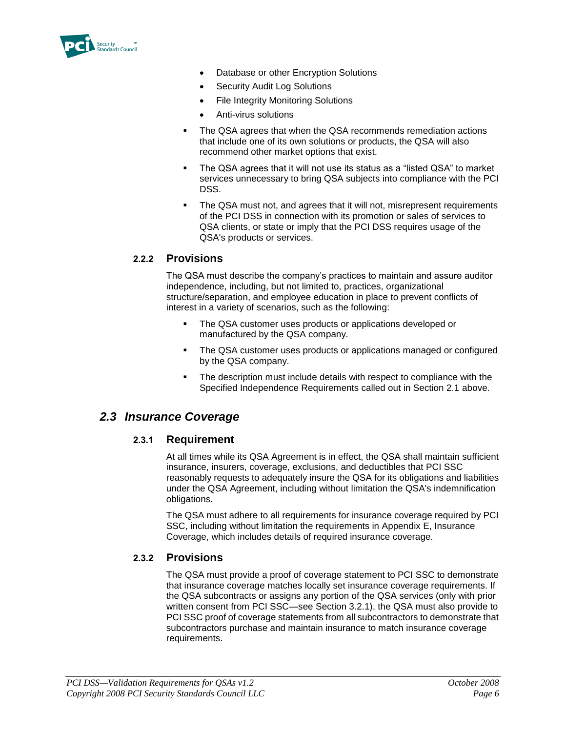- Database or other Encryption Solutions
- Security Audit Log Solutions
- File Integrity Monitoring Solutions
- Anti-virus solutions

- The QSA agrees that when the QSA recommends remediation actions that include one of its own solutions or products, the QSA will also recommend other market options that exist.
- The QSA agrees that it will not use its status as a "listed QSA" to market services unnecessary to bring QSA subjects into compliance with the PCI DSS.
- The QSA must not, and agrees that it will not, misrepresent requirements of the PCI DSS in connection with its promotion or sales of services to QSA clients, or state or imply that the PCI DSS requires usage of the QSA's products or services.

### 2.2.2 Provisions

The QSA must describe the company's practices to maintain and assure auditor independence, including, but not limited to, practices, organizational structure/separation, and employee education in place to prevent conflicts of interest in a variety of scenarios, such as the following:

- The QSA customer uses products or applications developed or manufactured by the QSA company.
- The QSA customer uses products or applications managed or configured by the QSA company.
- The description must include details with respect to compliance with the Specified Independence Requirements called out in Section 2.1 above.

## *2.3 Insurance Coverage*

### 2.3.1 Requirement

At all times while its QSA Agreement is in effect, the QSA shall maintain sufficient insurance, insurers, coverage, exclusions, and deductibles that PCI SSC reasonably requests to adequately insure the QSA for its obligations and liabilities under the QSA Agreement, including without limitation the QSA's indemnification obligations.

The QSA must adhere to all requirements for insurance coverage required by PCI SSC, including without limitation the requirements in Appendix E, Insurance Coverage, which includes details of required insurance coverage.

### 2.3.2 Provisions

The QSA must provide a proof of coverage statement to PCI SSC to demonstrate that insurance coverage matches locally set insurance coverage requirements. If the QSA subcontracts or assigns any portion of the QSA services (only with prior written consent from PCI SSC—see Section 3.2.1), the QSA must also provide to PCI SSC proof of coverage statements from all subcontractors to demonstrate that subcontractors purchase and maintain insurance to match insurance coverage requirements.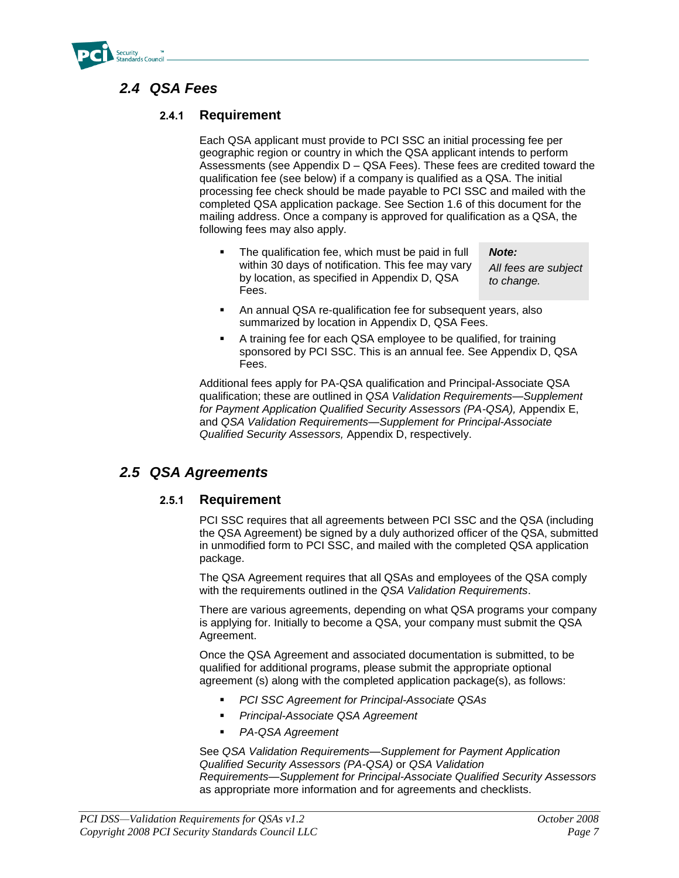## 2.4 QSA Fees

### 2.4.1 Requirement

Each QSA applicant must provide to PCI SSC an initial processing fee per geographic region or country in which the QSA applicant intends to perform Assessments (see Appendix D – QSA Fees). These fees are credited toward the qualification fee (see below) if a company is qualified as a QSA. The initial processing fee check should be made payable to PCI SSC and mailed with the completed QSA application package. See Section 1.6 of this document for the mailing address. Once a company is approved for qualification as a QSA, the following fees may also apply.

- The qualification fee, which must be paid in full within 30 days of notification. This fee may vary by location, as specified in Appendix D, QSA Fees.
- An annual QSA re-qualification fee for subsequent years, also summarized by location in Appendix D, QSA Fees.
- A training fee for each QSA employee to be qualified, for training sponsored by PCI SSC. This is an annual fee. See Appendix D, QSA Fees.

> ***Note:***
> *All fees are subject to change.*

Additional fees apply for PA-QSA qualification and Principal-Associate QSA qualification; these are outlined in *QSA Validation Requirements—Supplement for Payment Application Qualified Security Assessors (PA-QSA),* Appendix E, and *QSA Validation Requirements—Supplement for Principal-Associate Qualified Security Assessors,* Appendix D, respectively.

## 2.5 QSA Agreements

### 2.5.1 Requirement

PCI SSC requires that all agreements between PCI SSC and the QSA (including the QSA Agreement) be signed by a duly authorized officer of the QSA, submitted in unmodified form to PCI SSC, and mailed with the completed QSA application package.

The QSA Agreement requires that all QSAs and employees of the QSA comply with the requirements outlined in the *QSA Validation Requirements*.

There are various agreements, depending on what QSA programs your company is applying for. Initially to become a QSA, your company must submit the QSA Agreement.

Once the QSA Agreement and associated documentation is submitted, to be qualified for additional programs, please submit the appropriate optional agreement (s) along with the completed application package(s), as follows:

- *PCI SSC Agreement for Principal-Associate QSAs*
- *Principal-Associate QSA Agreement*
- *PA-QSA Agreement*

See *QSA Validation Requirements—Supplement for Payment Application Qualified Security Assessors (PA-QSA)* or *QSA Validation Requirements—Supplement for Principal-Associate Qualified Security Assessors* as appropriate more information and for agreements and checklists.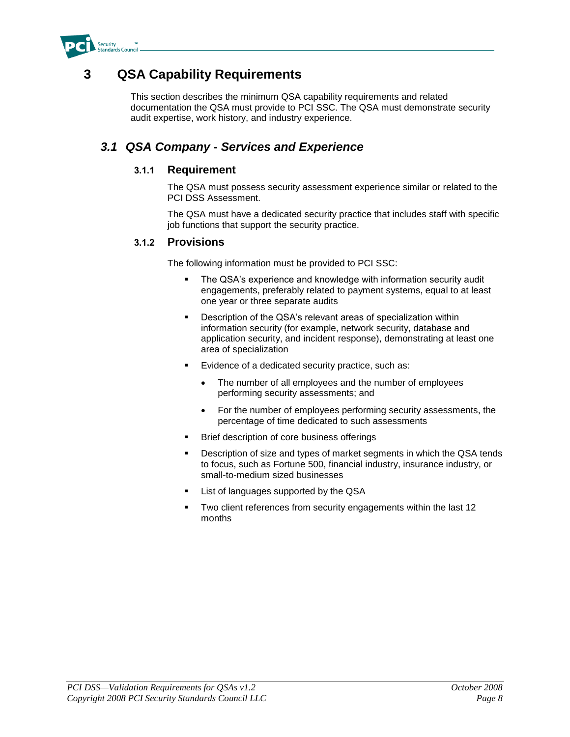# 3 QSA Capability Requirements

This section describes the minimum QSA capability requirements and related documentation the QSA must provide to PCI SSC. The QSA must demonstrate security audit expertise, work history, and industry experience.

## *3.1 QSA Company - Services and Experience*

### 3.1.1 Requirement

The QSA must possess security assessment experience similar or related to the PCI DSS Assessment.

The QSA must have a dedicated security practice that includes staff with specific job functions that support the security practice.

### 3.1.2 Provisions

The following information must be provided to PCI SSC:

- The QSA's experience and knowledge with information security audit engagements, preferably related to payment systems, equal to at least one year or three separate audits
- Description of the QSA's relevant areas of specialization within information security (for example, network security, database and application security, and incident response), demonstrating at least one area of specialization
- Evidence of a dedicated security practice, such as:
  - The number of all employees and the number of employees performing security assessments; and
  - For the number of employees performing security assessments, the percentage of time dedicated to such assessments
- Brief description of core business offerings
- Description of size and types of market segments in which the QSA tends to focus, such as Fortune 500, financial industry, insurance industry, or small-to-medium sized businesses
- List of languages supported by the QSA
- Two client references from security engagements within the last 12 months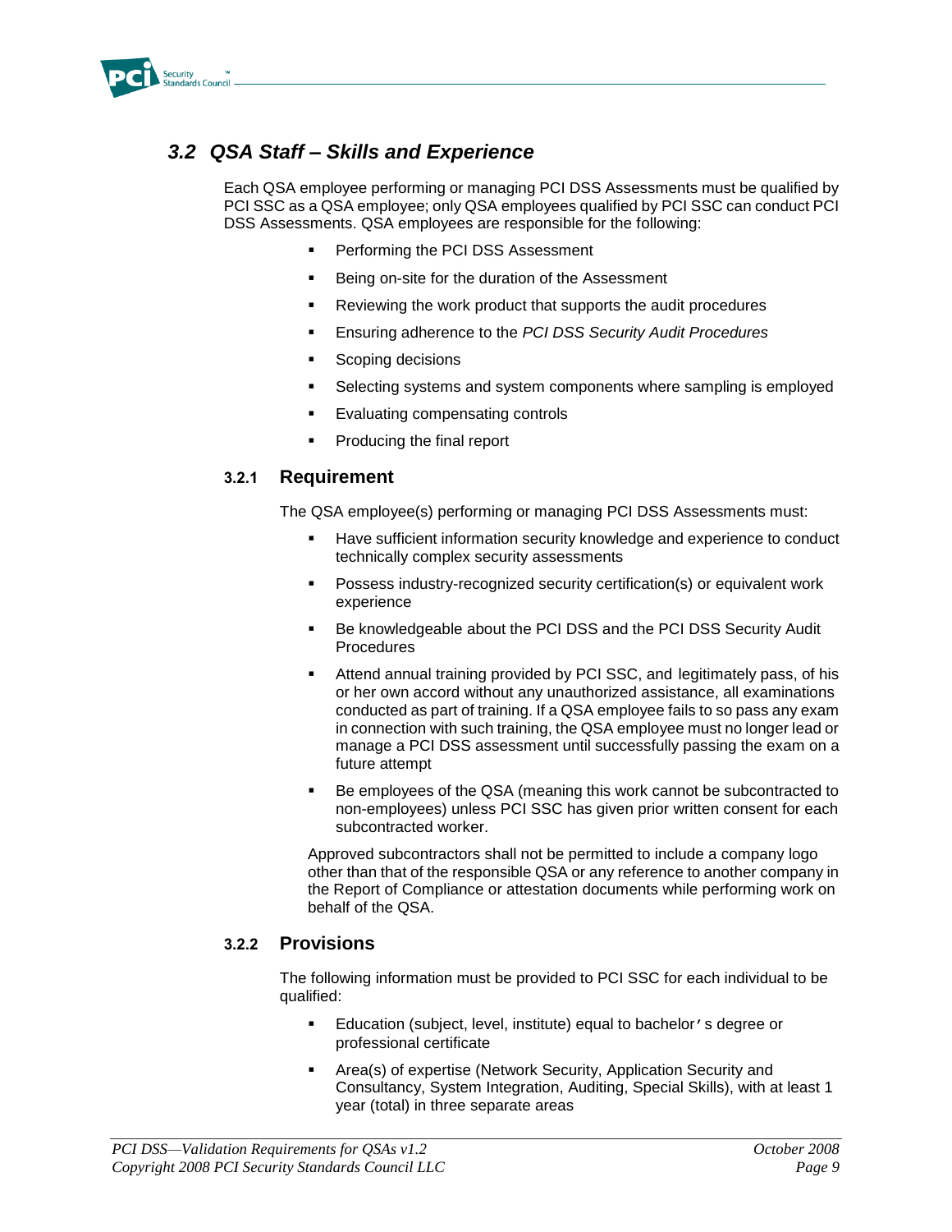## 3.2 QSA Staff – Skills and Experience

Each QSA employee performing or managing PCI DSS Assessments must be qualified by PCI SSC as a QSA employee; only QSA employees qualified by PCI SSC can conduct PCI DSS Assessments. QSA employees are responsible for the following:

- Performing the PCI DSS Assessment
- Being on-site for the duration of the Assessment
- Reviewing the work product that supports the audit procedures
- Ensuring adherence to the *PCI DSS Security Audit Procedures*
- Scoping decisions
- Selecting systems and system components where sampling is employed
- Evaluating compensating controls
- Producing the final report

### 3.2.1 Requirement

The QSA employee(s) performing or managing PCI DSS Assessments must:

- Have sufficient information security knowledge and experience to conduct technically complex security assessments
- Possess industry-recognized security certification(s) or equivalent work experience
- Be knowledgeable about the PCI DSS and the PCI DSS Security Audit Procedures
- Attend annual training provided by PCI SSC, and legitimately pass, of his or her own accord without any unauthorized assistance, all examinations conducted as part of training. If a QSA employee fails to so pass any exam in connection with such training, the QSA employee must no longer lead or manage a PCI DSS assessment until successfully passing the exam on a future attempt
- Be employees of the QSA (meaning this work cannot be subcontracted to non-employees) unless PCI SSC has given prior written consent for each subcontracted worker.

Approved subcontractors shall not be permitted to include a company logo other than that of the responsible QSA or any reference to another company in the Report of Compliance or attestation documents while performing work on behalf of the QSA.

### 3.2.2 Provisions

The following information must be provided to PCI SSC for each individual to be qualified:

- Education (subject, level, institute) equal to bachelor's degree or professional certificate
- Area(s) of expertise (Network Security, Application Security and Consultancy, System Integration, Auditing, Special Skills), with at least 1 year (total) in three separate areas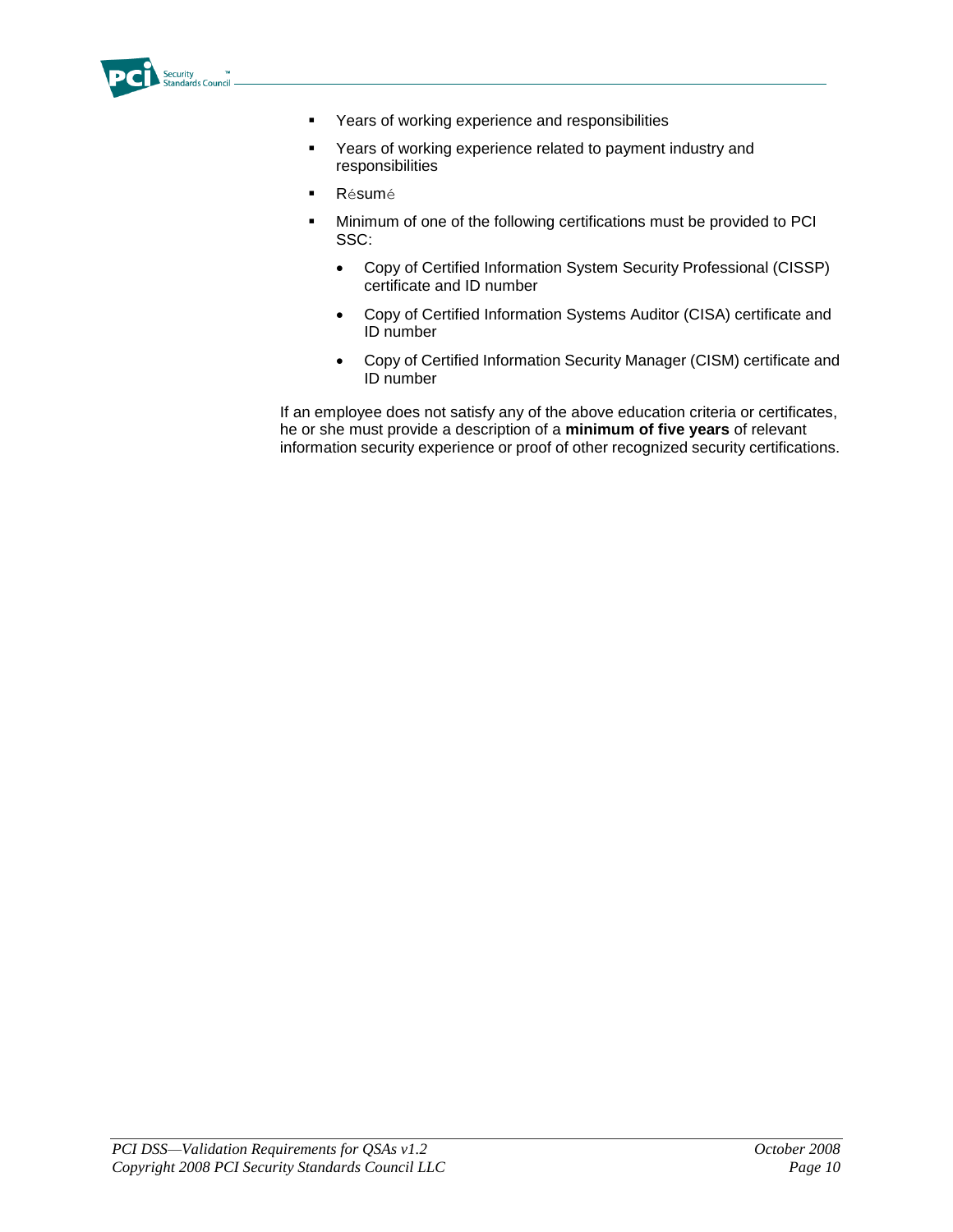- Years of working experience and responsibilities
- Years of working experience related to payment industry and responsibilities
- Résumé
- Minimum of one of the following certifications must be provided to PCI SSC:
  - Copy of Certified Information System Security Professional (CISSP) certificate and ID number
  - Copy of Certified Information Systems Auditor (CISA) certificate and ID number
  - Copy of Certified Information Security Manager (CISM) certificate and ID number

If an employee does not satisfy any of the above education criteria or certificates, he or she must provide a description of a **minimum of five years** of relevant information security experience or proof of other recognized security certifications.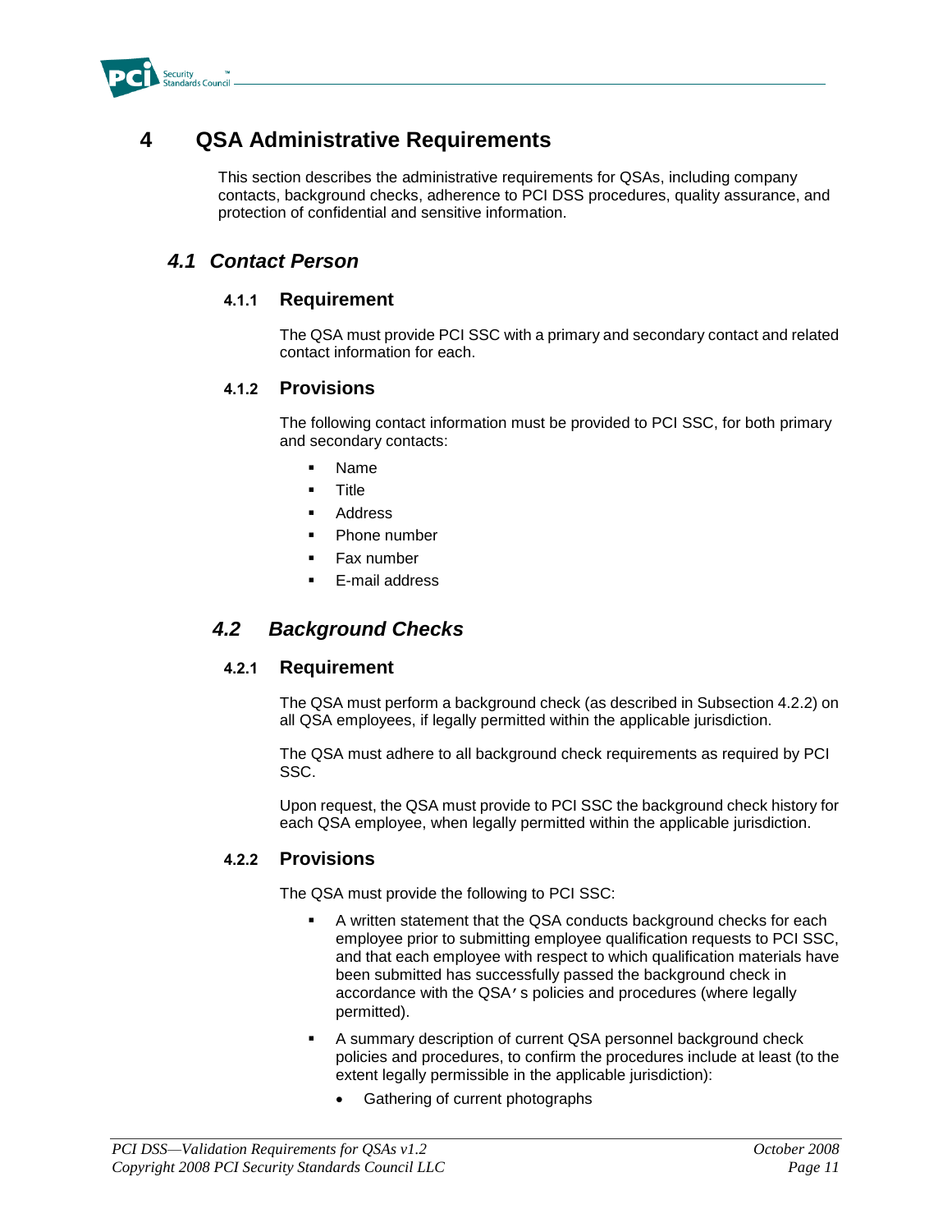# 4 QSA Administrative Requirements

This section describes the administrative requirements for QSAs, including company contacts, background checks, adherence to PCI DSS procedures, quality assurance, and protection of confidential and sensitive information.

## 4.1 Contact Person

### 4.1.1 Requirement

The QSA must provide PCI SSC with a primary and secondary contact and related contact information for each.

### 4.1.2 Provisions

The following contact information must be provided to PCI SSC, for both primary and secondary contacts:

- Name
- Title
- Address
- Phone number
- Fax number
- E-mail address

## 4.2 Background Checks

### 4.2.1 Requirement

The QSA must perform a background check (as described in Subsection 4.2.2) on all QSA employees, if legally permitted within the applicable jurisdiction.

The QSA must adhere to all background check requirements as required by PCI SSC.

Upon request, the QSA must provide to PCI SSC the background check history for each QSA employee, when legally permitted within the applicable jurisdiction.

### 4.2.2 Provisions

The QSA must provide the following to PCI SSC:

- A written statement that the QSA conducts background checks for each employee prior to submitting employee qualification requests to PCI SSC, and that each employee with respect to which qualification materials have been submitted has successfully passed the background check in accordance with the QSA's policies and procedures (where legally permitted).
- A summary description of current QSA personnel background check policies and procedures, to confirm the procedures include at least (to the extent legally permissible in the applicable jurisdiction):
  - Gathering of current photographs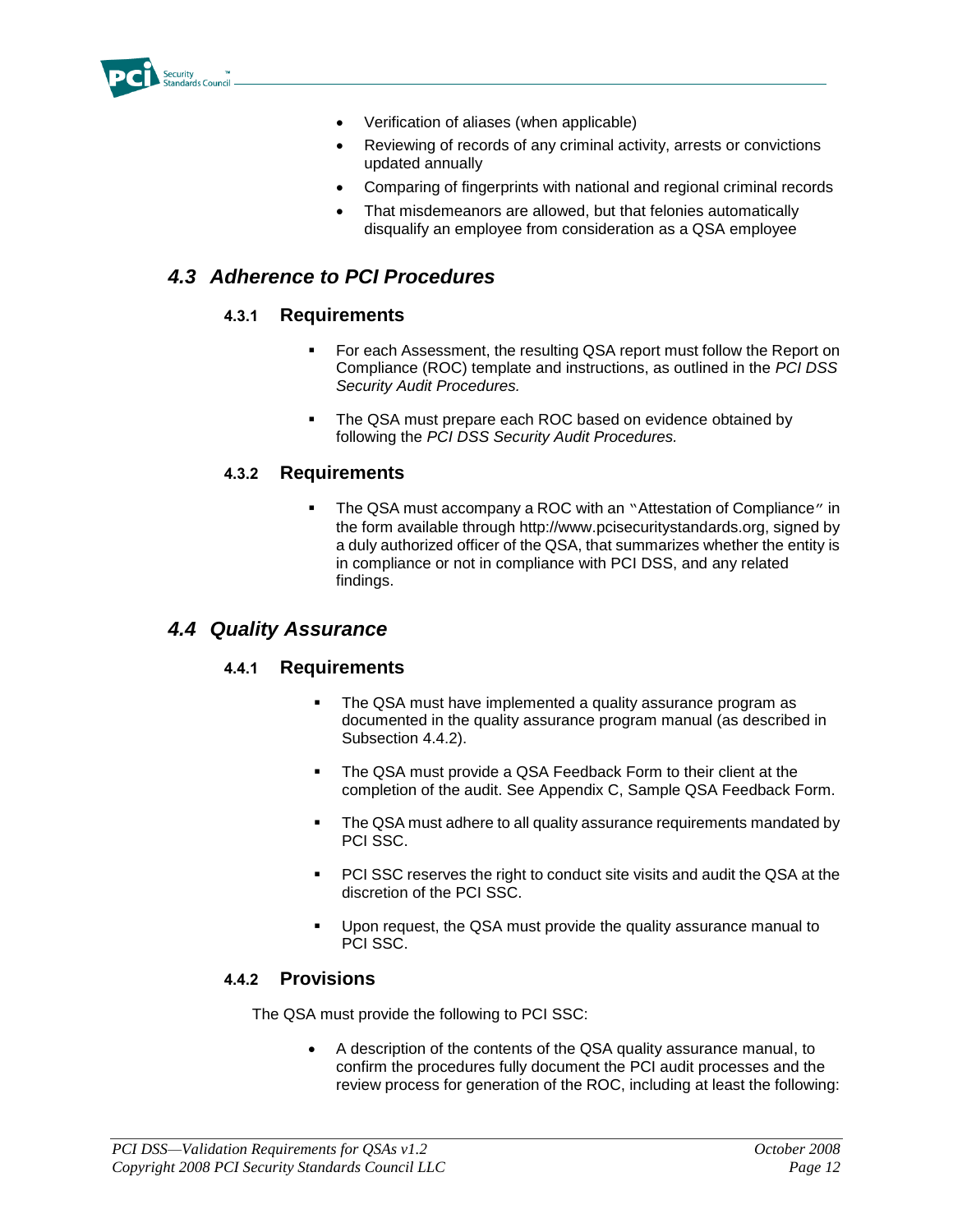- Verification of aliases (when applicable)
- Reviewing of records of any criminal activity, arrests or convictions updated annually
- Comparing of fingerprints with national and regional criminal records
- That misdemeanors are allowed, but that felonies automatically disqualify an employee from consideration as a QSA employee

## *4.3 Adherence to PCI Procedures*

### 4.3.1 Requirements

- For each Assessment, the resulting QSA report must follow the Report on Compliance (ROC) template and instructions, as outlined in the *PCI DSS Security Audit Procedures.*
- The QSA must prepare each ROC based on evidence obtained by following the *PCI DSS Security Audit Procedures.*

### 4.3.2 Requirements

- The QSA must accompany a ROC with an "Attestation of Compliance" in the form available through http://www.pcisecuritystandards.org, signed by a duly authorized officer of the QSA, that summarizes whether the entity is in compliance or not in compliance with PCI DSS, and any related findings.

## *4.4 Quality Assurance*

### 4.4.1 Requirements

- The QSA must have implemented a quality assurance program as documented in the quality assurance program manual (as described in Subsection 4.4.2).
- The QSA must provide a QSA Feedback Form to their client at the completion of the audit. See Appendix C, Sample QSA Feedback Form.
- The QSA must adhere to all quality assurance requirements mandated by PCI SSC.
- PCI SSC reserves the right to conduct site visits and audit the QSA at the discretion of the PCI SSC.
- Upon request, the QSA must provide the quality assurance manual to PCI SSC.

### 4.4.2 Provisions

The QSA must provide the following to PCI SSC:

- A description of the contents of the QSA quality assurance manual, to confirm the procedures fully document the PCI audit processes and the review process for generation of the ROC, including at least the following: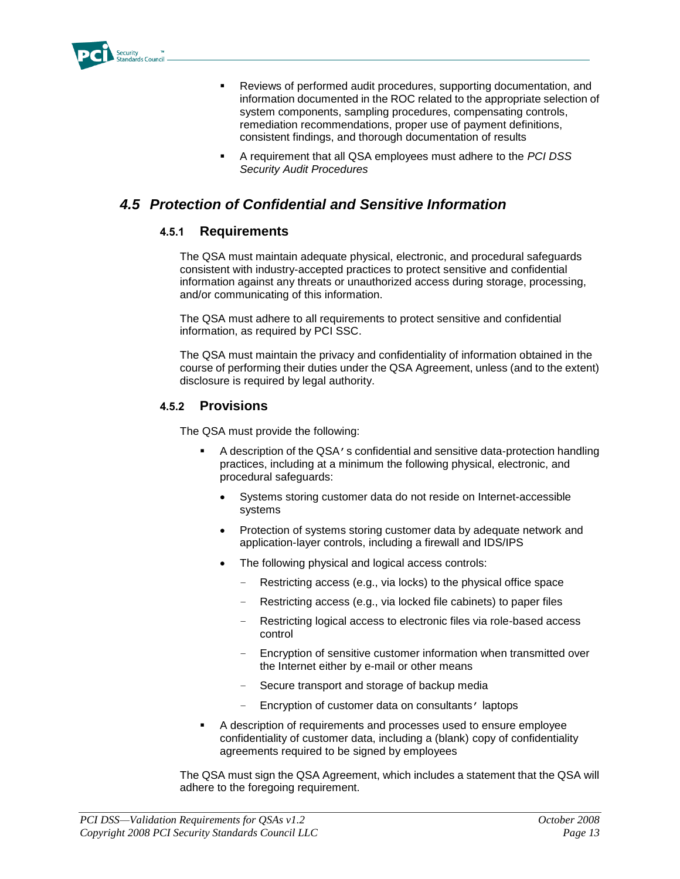- Reviews of performed audit procedures, supporting documentation, and information documented in the ROC related to the appropriate selection of system components, sampling procedures, compensating controls, remediation recommendations, proper use of payment definitions, consistent findings, and thorough documentation of results
- A requirement that all QSA employees must adhere to the *PCI DSS Security Audit Procedures*

## 4.5 Protection of Confidential and Sensitive Information

### 4.5.1 Requirements

The QSA must maintain adequate physical, electronic, and procedural safeguards consistent with industry-accepted practices to protect sensitive and confidential information against any threats or unauthorized access during storage, processing, and/or communicating of this information.

The QSA must adhere to all requirements to protect sensitive and confidential information, as required by PCI SSC.

The QSA must maintain the privacy and confidentiality of information obtained in the course of performing their duties under the QSA Agreement, unless (and to the extent) disclosure is required by legal authority.

### 4.5.2 Provisions

The QSA must provide the following:

- A description of the QSA's confidential and sensitive data-protection handling practices, including at a minimum the following physical, electronic, and procedural safeguards:
  - Systems storing customer data do not reside on Internet-accessible systems
  - Protection of systems storing customer data by adequate network and application-layer controls, including a firewall and IDS/IPS
  - The following physical and logical access controls:
    - Restricting access (e.g., via locks) to the physical office space
    - Restricting access (e.g., via locked file cabinets) to paper files
    - Restricting logical access to electronic files via role-based access control
    - Encryption of sensitive customer information when transmitted over the Internet either by e-mail or other means
    - Secure transport and storage of backup media
    - Encryption of customer data on consultants' laptops
- A description of requirements and processes used to ensure employee confidentiality of customer data, including a (blank) copy of confidentiality agreements required to be signed by employees

The QSA must sign the QSA Agreement, which includes a statement that the QSA will adhere to the foregoing requirement.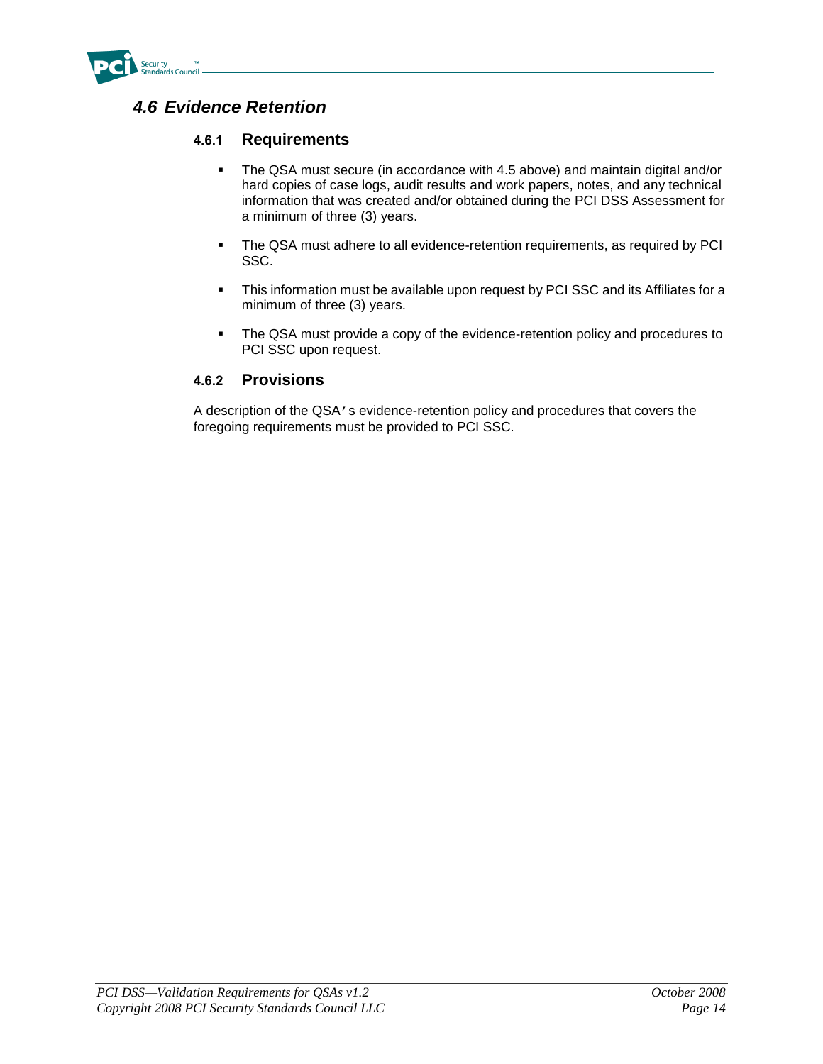## 4.6 Evidence Retention

### 4.6.1 Requirements

- The QSA must secure (in accordance with 4.5 above) and maintain digital and/or hard copies of case logs, audit results and work papers, notes, and any technical information that was created and/or obtained during the PCI DSS Assessment for a minimum of three (3) years.
- The QSA must adhere to all evidence-retention requirements, as required by PCI SSC.
- This information must be available upon request by PCI SSC and its Affiliates for a minimum of three (3) years.
- The QSA must provide a copy of the evidence-retention policy and procedures to PCI SSC upon request.

### 4.6.2 Provisions

A description of the QSA's evidence-retention policy and procedures that covers the foregoing requirements must be provided to PCI SSC.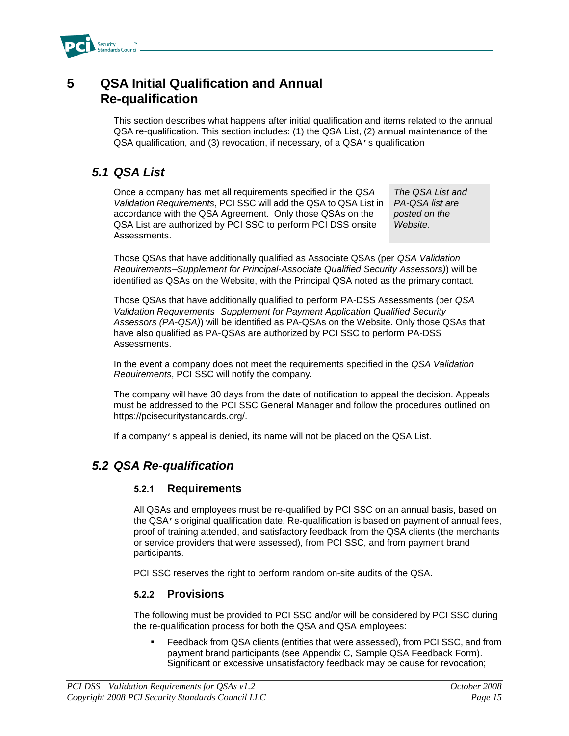# 5 QSA Initial Qualification and Annual Re-qualification

This section describes what happens after initial qualification and items related to the annual QSA re-qualification. This section includes: (1) the QSA List, (2) annual maintenance of the QSA qualification, and (3) revocation, if necessary, of a QSA's qualification

## 5.1 QSA List

Once a company has met all requirements specified in the *QSA Validation Requirements*, PCI SSC will add the QSA to QSA List in accordance with the QSA Agreement. Only those QSAs on the QSA List are authorized by PCI SSC to perform PCI DSS onsite Assessments.

*The QSA List and PA-QSA list are posted on the Website.*

Those QSAs that have additionally qualified as Associate QSAs (per *QSA Validation Requirements–Supplement for Principal-Associate Qualified Security Assessors)*) will be identified as QSAs on the Website, with the Principal QSA noted as the primary contact.

Those QSAs that have additionally qualified to perform PA-DSS Assessments (per *QSA Validation Requirements–Supplement for Payment Application Qualified Security Assessors (PA-QSA)*) will be identified as PA-QSAs on the Website. Only those QSAs that have also qualified as PA-QSAs are authorized by PCI SSC to perform PA-DSS Assessments.

In the event a company does not meet the requirements specified in the *QSA Validation Requirements*, PCI SSC will notify the company.

The company will have 30 days from the date of notification to appeal the decision. Appeals must be addressed to the PCI SSC General Manager and follow the procedures outlined on https://pcisecuritystandards.org/.

If a company's appeal is denied, its name will not be placed on the QSA List.

## 5.2 QSA Re-qualification

### 5.2.1 Requirements

All QSAs and employees must be re-qualified by PCI SSC on an annual basis, based on the QSA's original qualification date. Re-qualification is based on payment of annual fees, proof of training attended, and satisfactory feedback from the QSA clients (the merchants or service providers that were assessed), from PCI SSC, and from payment brand participants.

PCI SSC reserves the right to perform random on-site audits of the QSA.

### 5.2.2 Provisions

The following must be provided to PCI SSC and/or will be considered by PCI SSC during the re-qualification process for both the QSA and QSA employees:

- Feedback from QSA clients (entities that were assessed), from PCI SSC, and from payment brand participants (see Appendix C, Sample QSA Feedback Form). Significant or excessive unsatisfactory feedback may be cause for revocation;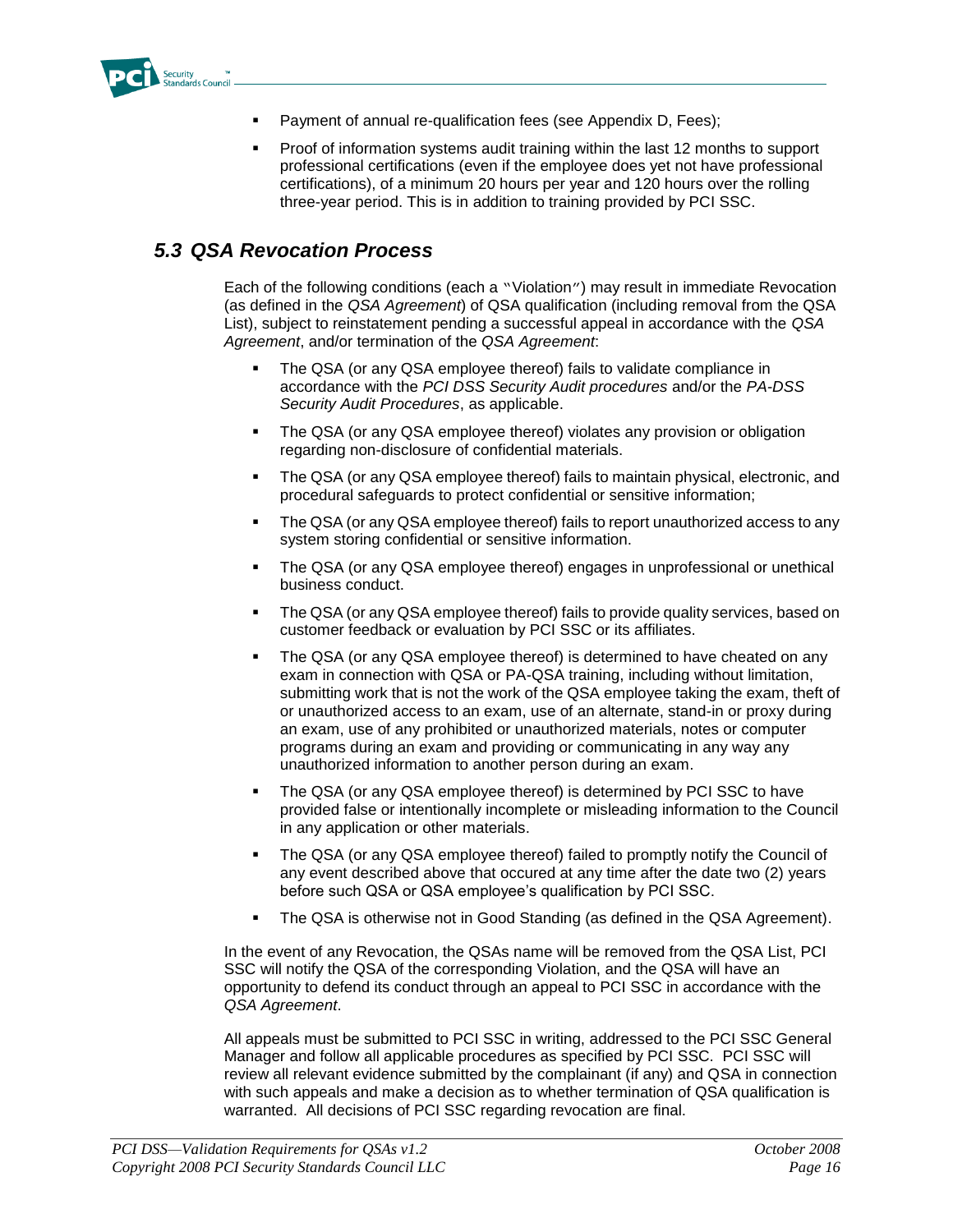- Payment of annual re-qualification fees (see Appendix D, Fees);
- Proof of information systems audit training within the last 12 months to support professional certifications (even if the employee does yet not have professional certifications), of a minimum 20 hours per year and 120 hours over the rolling three-year period. This is in addition to training provided by PCI SSC.

## *5.3 QSA Revocation Process*

Each of the following conditions (each a "Violation") may result in immediate Revocation (as defined in the *QSA Agreement*) of QSA qualification (including removal from the QSA List), subject to reinstatement pending a successful appeal in accordance with the *QSA Agreement*, and/or termination of the *QSA Agreement*:

- The QSA (or any QSA employee thereof) fails to validate compliance in accordance with the *PCI DSS Security Audit procedures* and/or the *PA-DSS Security Audit Procedures*, as applicable.
- The QSA (or any QSA employee thereof) violates any provision or obligation regarding non-disclosure of confidential materials.
- The QSA (or any QSA employee thereof) fails to maintain physical, electronic, and procedural safeguards to protect confidential or sensitive information;
- The QSA (or any QSA employee thereof) fails to report unauthorized access to any system storing confidential or sensitive information.
- The QSA (or any QSA employee thereof) engages in unprofessional or unethical business conduct.
- The QSA (or any QSA employee thereof) fails to provide quality services, based on customer feedback or evaluation by PCI SSC or its affiliates.
- The QSA (or any QSA employee thereof) is determined to have cheated on any exam in connection with QSA or PA-QSA training, including without limitation, submitting work that is not the work of the QSA employee taking the exam, theft of or unauthorized access to an exam, use of an alternate, stand-in or proxy during an exam, use of any prohibited or unauthorized materials, notes or computer programs during an exam and providing or communicating in any way any unauthorized information to another person during an exam.
- The QSA (or any QSA employee thereof) is determined by PCI SSC to have provided false or intentionally incomplete or misleading information to the Council in any application or other materials.
- The QSA (or any QSA employee thereof) failed to promptly notify the Council of any event described above that occured at any time after the date two (2) years before such QSA or QSA employee's qualification by PCI SSC.
- The QSA is otherwise not in Good Standing (as defined in the QSA Agreement).

In the event of any Revocation, the QSAs name will be removed from the QSA List, PCI SSC will notify the QSA of the corresponding Violation, and the QSA will have an opportunity to defend its conduct through an appeal to PCI SSC in accordance with the *QSA Agreement*.

All appeals must be submitted to PCI SSC in writing, addressed to the PCI SSC General Manager and follow all applicable procedures as specified by PCI SSC. PCI SSC will review all relevant evidence submitted by the complainant (if any) and QSA in connection with such appeals and make a decision as to whether termination of QSA qualification is warranted. All decisions of PCI SSC regarding revocation are final.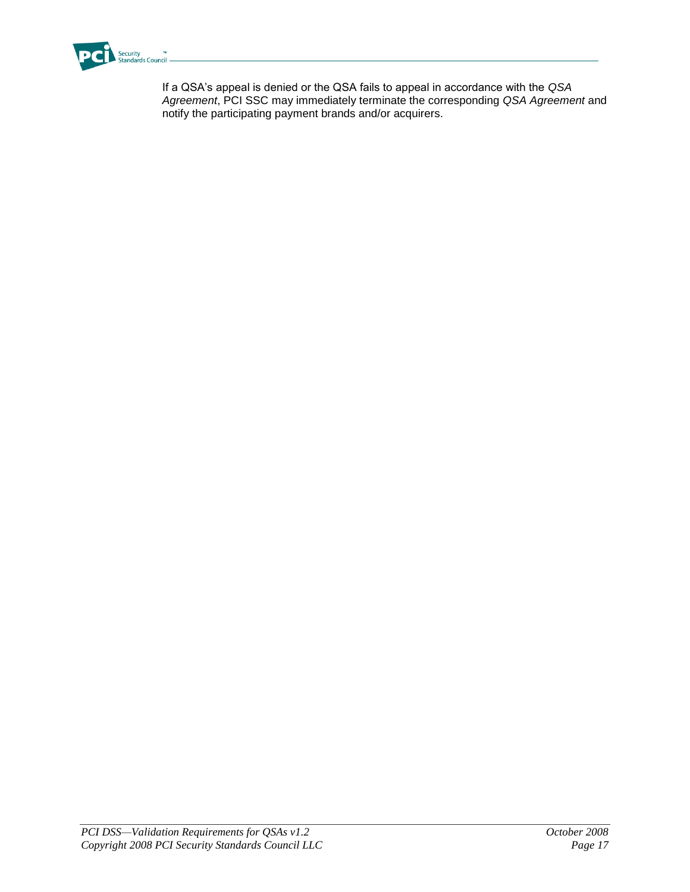If a QSA's appeal is denied or the QSA fails to appeal in accordance with the *QSA Agreement*, PCI SSC may immediately terminate the corresponding *QSA Agreement* and notify the participating payment brands and/or acquirers.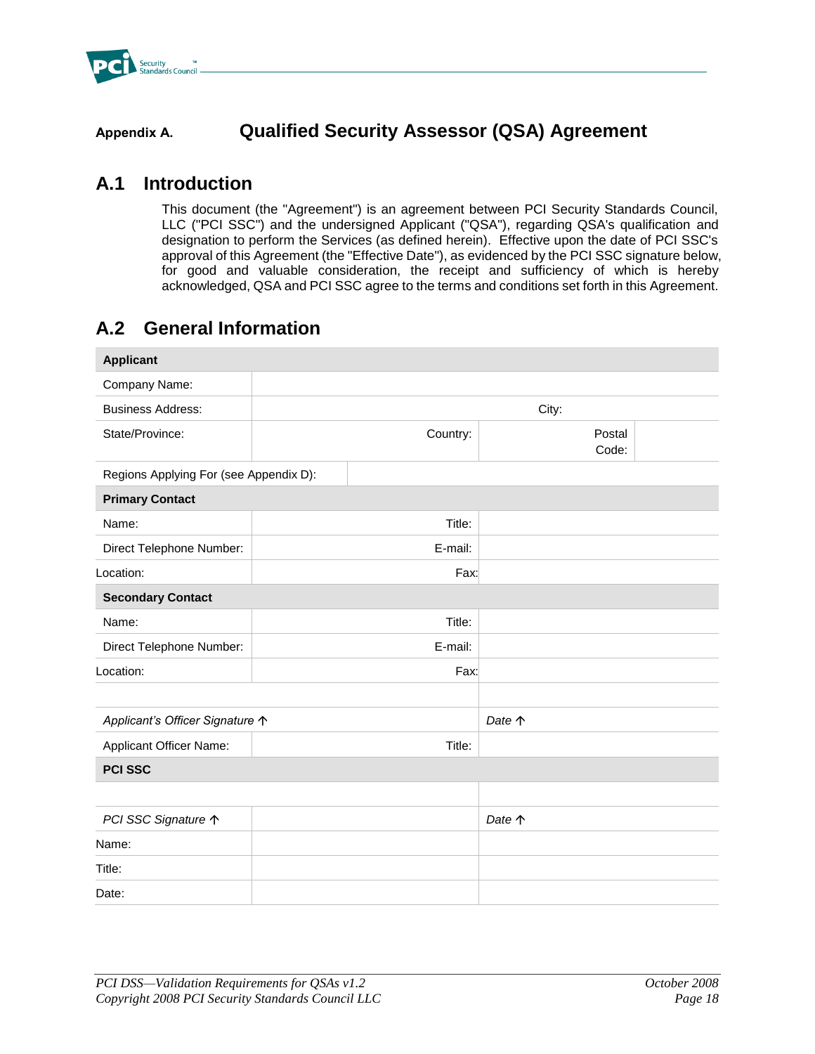# Appendix A. Qualified Security Assessor (QSA) Agreement

## A.1 Introduction

This document (the "Agreement") is an agreement between PCI Security Standards Council, LLC ("PCI SSC") and the undersigned Applicant ("QSA"), regarding QSA's qualification and designation to perform the Services (as defined herein). Effective upon the date of PCI SSC's approval of this Agreement (the "Effective Date"), as evidenced by the PCI SSC signature below, for good and valuable consideration, the receipt and sufficiency of which is hereby acknowledged, QSA and PCI SSC agree to the terms and conditions set forth in this Agreement.

## A.2 General Information

| **Applicant** | | | |
|---|---|---|---|
| Company Name: | | | |
| Business Address: | | City: | |
| State/Province: | Country: | Postal Code: | |
| Regions Applying For (see Appendix D): | | | |
| **Primary Contact** | | | |
| Name: | Title: | | |
| Direct Telephone Number: | E-mail: | | |
| Location: | Fax: | | |
| **Secondary Contact** | | | |
| Name: | Title: | | |
| Direct Telephone Number: | E-mail: | | |
| Location: | Fax: | | |
| | | | |
| *Applicant's Officer Signature ↑* | | *Date ↑* | |
| Applicant Officer Name: | Title: | | |
| **PCI SSC** | | | |
| | | | |
| *PCI SSC Signature ↑* | | *Date ↑* | |
| Name: | | | |
| Title: | | | |
| Date: | | | |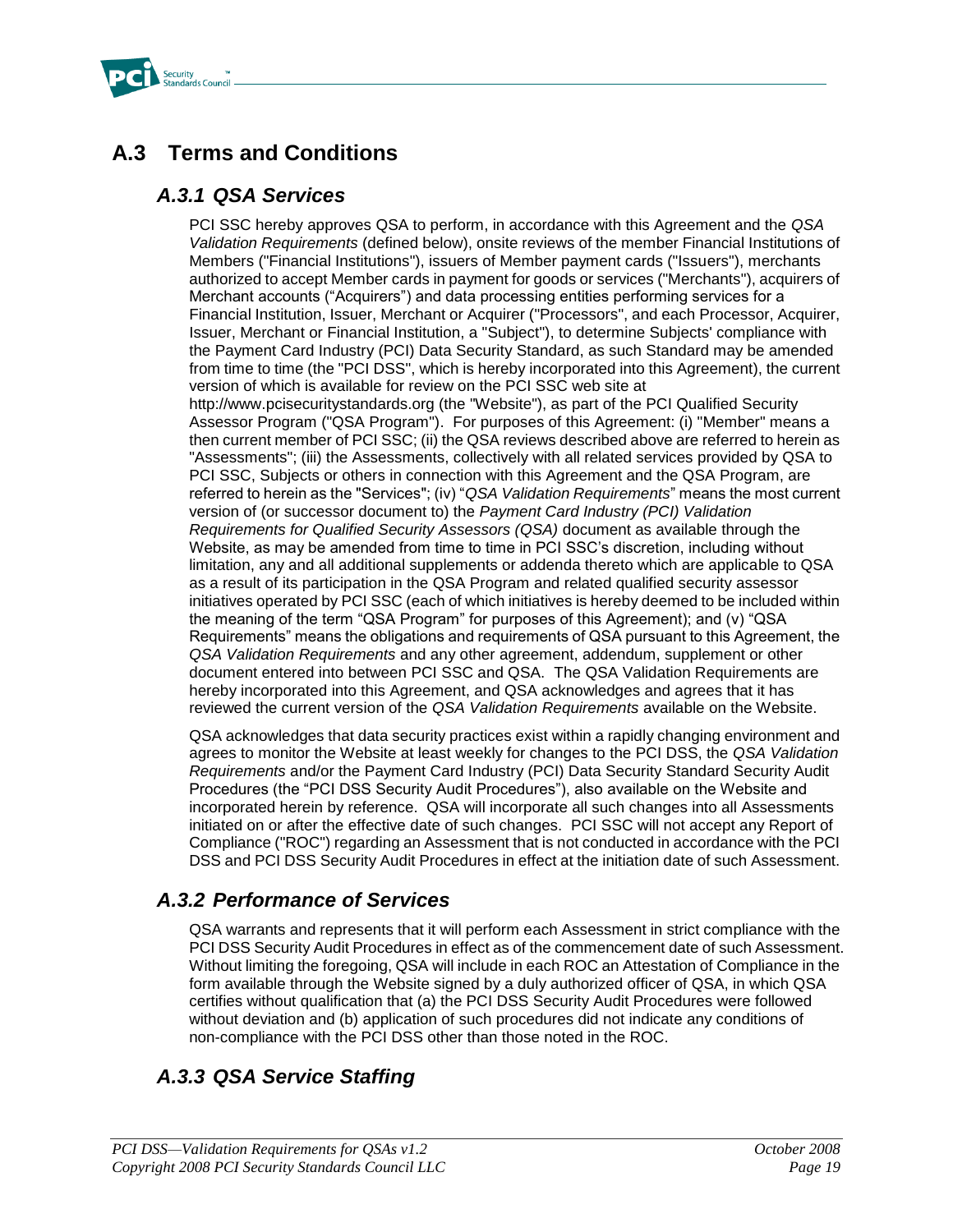## A.3 Terms and Conditions

### *A.3.1 QSA Services*

PCI SSC hereby approves QSA to perform, in accordance with this Agreement and the *QSA Validation Requirements* (defined below), onsite reviews of the member Financial Institutions of Members ("Financial Institutions"), issuers of Member payment cards ("Issuers"), merchants authorized to accept Member cards in payment for goods or services ("Merchants"), acquirers of Merchant accounts ("Acquirers") and data processing entities performing services for a Financial Institution, Issuer, Merchant or Acquirer ("Processors", and each Processor, Acquirer, Issuer, Merchant or Financial Institution, a "Subject"), to determine Subjects' compliance with the Payment Card Industry (PCI) Data Security Standard, as such Standard may be amended from time to time (the "PCI DSS", which is hereby incorporated into this Agreement), the current version of which is available for review on the PCI SSC web site at http://www.pcisecuritystandards.org (the "Website"), as part of the PCI Qualified Security Assessor Program ("QSA Program"). For purposes of this Agreement: (i) "Member" means a then current member of PCI SSC; (ii) the QSA reviews described above are referred to herein as "Assessments"; (iii) the Assessments, collectively with all related services provided by QSA to PCI SSC, Subjects or others in connection with this Agreement and the QSA Program, are referred to herein as the "Services"; (iv) "*QSA Validation Requirements*" means the most current version of (or successor document to) the *Payment Card Industry (PCI) Validation Requirements for Qualified Security Assessors (QSA)* document as available through the Website, as may be amended from time to time in PCI SSC's discretion, including without limitation, any and all additional supplements or addenda thereto which are applicable to QSA as a result of its participation in the QSA Program and related qualified security assessor initiatives operated by PCI SSC (each of which initiatives is hereby deemed to be included within the meaning of the term "QSA Program" for purposes of this Agreement); and (v) "QSA Requirements" means the obligations and requirements of QSA pursuant to this Agreement, the *QSA Validation Requirements* and any other agreement, addendum, supplement or other document entered into between PCI SSC and QSA. The QSA Validation Requirements are hereby incorporated into this Agreement, and QSA acknowledges and agrees that it has reviewed the current version of the *QSA Validation Requirements* available on the Website.

QSA acknowledges that data security practices exist within a rapidly changing environment and agrees to monitor the Website at least weekly for changes to the PCI DSS, the *QSA Validation Requirements* and/or the Payment Card Industry (PCI) Data Security Standard Security Audit Procedures (the "PCI DSS Security Audit Procedures"), also available on the Website and incorporated herein by reference. QSA will incorporate all such changes into all Assessments initiated on or after the effective date of such changes. PCI SSC will not accept any Report of Compliance ("ROC") regarding an Assessment that is not conducted in accordance with the PCI DSS and PCI DSS Security Audit Procedures in effect at the initiation date of such Assessment.

### *A.3.2 Performance of Services*

QSA warrants and represents that it will perform each Assessment in strict compliance with the PCI DSS Security Audit Procedures in effect as of the commencement date of such Assessment. Without limiting the foregoing, QSA will include in each ROC an Attestation of Compliance in the form available through the Website signed by a duly authorized officer of QSA, in which QSA certifies without qualification that (a) the PCI DSS Security Audit Procedures were followed without deviation and (b) application of such procedures did not indicate any conditions of non-compliance with the PCI DSS other than those noted in the ROC.

### *A.3.3 QSA Service Staffing*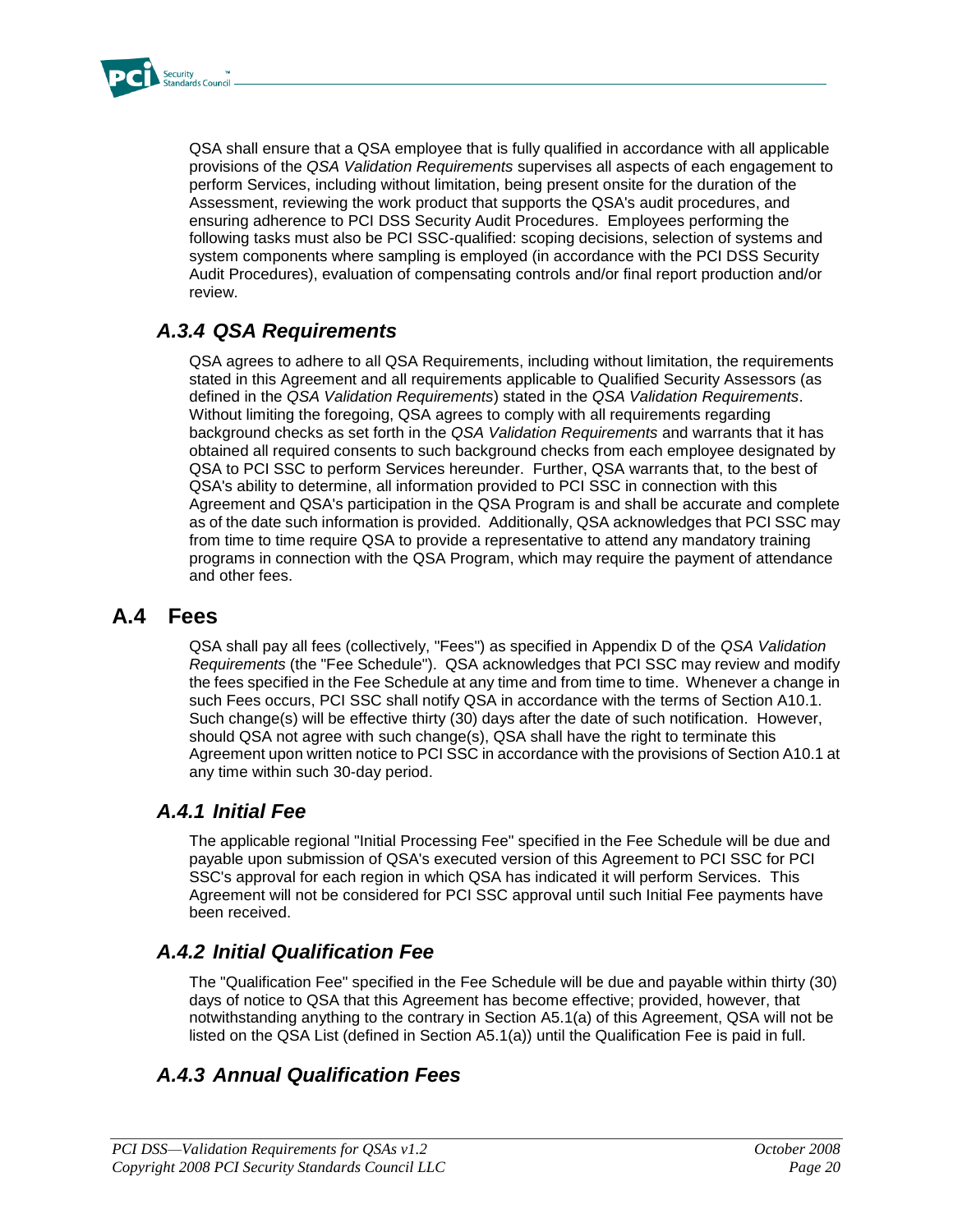QSA shall ensure that a QSA employee that is fully qualified in accordance with all applicable provisions of the *QSA Validation Requirements* supervises all aspects of each engagement to perform Services, including without limitation, being present onsite for the duration of the Assessment, reviewing the work product that supports the QSA's audit procedures, and ensuring adherence to PCI DSS Security Audit Procedures. Employees performing the following tasks must also be PCI SSC-qualified: scoping decisions, selection of systems and system components where sampling is employed (in accordance with the PCI DSS Security Audit Procedures), evaluation of compensating controls and/or final report production and/or review.

### *A.3.4 QSA Requirements*

QSA agrees to adhere to all QSA Requirements, including without limitation, the requirements stated in this Agreement and all requirements applicable to Qualified Security Assessors (as defined in the *QSA Validation Requirements*) stated in the *QSA Validation Requirements*. Without limiting the foregoing, QSA agrees to comply with all requirements regarding background checks as set forth in the *QSA Validation Requirements* and warrants that it has obtained all required consents to such background checks from each employee designated by QSA to PCI SSC to perform Services hereunder. Further, QSA warrants that, to the best of QSA's ability to determine, all information provided to PCI SSC in connection with this Agreement and QSA's participation in the QSA Program is and shall be accurate and complete as of the date such information is provided. Additionally, QSA acknowledges that PCI SSC may from time to time require QSA to provide a representative to attend any mandatory training programs in connection with the QSA Program, which may require the payment of attendance and other fees.

## A.4 Fees

QSA shall pay all fees (collectively, "Fees") as specified in Appendix D of the *QSA Validation Requirements* (the "Fee Schedule"). QSA acknowledges that PCI SSC may review and modify the fees specified in the Fee Schedule at any time and from time to time. Whenever a change in such Fees occurs, PCI SSC shall notify QSA in accordance with the terms of Section A10.1. Such change(s) will be effective thirty (30) days after the date of such notification. However, should QSA not agree with such change(s), QSA shall have the right to terminate this Agreement upon written notice to PCI SSC in accordance with the provisions of Section A10.1 at any time within such 30-day period.

### *A.4.1 Initial Fee*

The applicable regional "Initial Processing Fee" specified in the Fee Schedule will be due and payable upon submission of QSA's executed version of this Agreement to PCI SSC for PCI SSC's approval for each region in which QSA has indicated it will perform Services. This Agreement will not be considered for PCI SSC approval until such Initial Fee payments have been received.

### *A.4.2 Initial Qualification Fee*

The "Qualification Fee" specified in the Fee Schedule will be due and payable within thirty (30) days of notice to QSA that this Agreement has become effective; provided, however, that notwithstanding anything to the contrary in Section A5.1(a) of this Agreement, QSA will not be listed on the QSA List (defined in Section A5.1(a)) until the Qualification Fee is paid in full.

### *A.4.3 Annual Qualification Fees*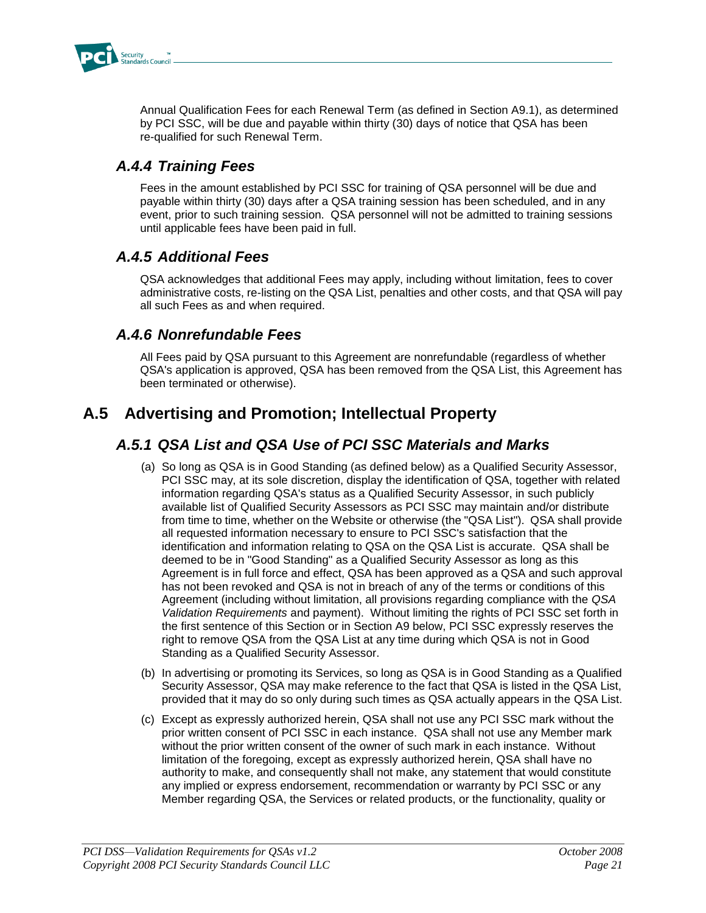Annual Qualification Fees for each Renewal Term (as defined in Section A9.1), as determined by PCI SSC, will be due and payable within thirty (30) days of notice that QSA has been re-qualified for such Renewal Term.

### *A.4.4 Training Fees*

Fees in the amount established by PCI SSC for training of QSA personnel will be due and payable within thirty (30) days after a QSA training session has been scheduled, and in any event, prior to such training session. QSA personnel will not be admitted to training sessions until applicable fees have been paid in full.

### *A.4.5 Additional Fees*

QSA acknowledges that additional Fees may apply, including without limitation, fees to cover administrative costs, re-listing on the QSA List, penalties and other costs, and that QSA will pay all such Fees as and when required.

### *A.4.6 Nonrefundable Fees*

All Fees paid by QSA pursuant to this Agreement are nonrefundable (regardless of whether QSA's application is approved, QSA has been removed from the QSA List, this Agreement has been terminated or otherwise).

## A.5 Advertising and Promotion; Intellectual Property

### *A.5.1 QSA List and QSA Use of PCI SSC Materials and Marks*

(a) So long as QSA is in Good Standing (as defined below) as a Qualified Security Assessor, PCI SSC may, at its sole discretion, display the identification of QSA, together with related information regarding QSA's status as a Qualified Security Assessor, in such publicly available list of Qualified Security Assessors as PCI SSC may maintain and/or distribute from time to time, whether on the Website or otherwise (the "QSA List"). QSA shall provide all requested information necessary to ensure to PCI SSC's satisfaction that the identification and information relating to QSA on the QSA List is accurate. QSA shall be deemed to be in "Good Standing" as a Qualified Security Assessor as long as this Agreement is in full force and effect, QSA has been approved as a QSA and such approval has not been revoked and QSA is not in breach of any of the terms or conditions of this Agreement (including without limitation, all provisions regarding compliance with the *QSA Validation Requirements* and payment). Without limiting the rights of PCI SSC set forth in the first sentence of this Section or in Section A9 below, PCI SSC expressly reserves the right to remove QSA from the QSA List at any time during which QSA is not in Good Standing as a Qualified Security Assessor.

(b) In advertising or promoting its Services, so long as QSA is in Good Standing as a Qualified Security Assessor, QSA may make reference to the fact that QSA is listed in the QSA List, provided that it may do so only during such times as QSA actually appears in the QSA List.

(c) Except as expressly authorized herein, QSA shall not use any PCI SSC mark without the prior written consent of PCI SSC in each instance. QSA shall not use any Member mark without the prior written consent of the owner of such mark in each instance. Without limitation of the foregoing, except as expressly authorized herein, QSA shall have no authority to make, and consequently shall not make, any statement that would constitute any implied or express endorsement, recommendation or warranty by PCI SSC or any Member regarding QSA, the Services or related products, or the functionality, quality or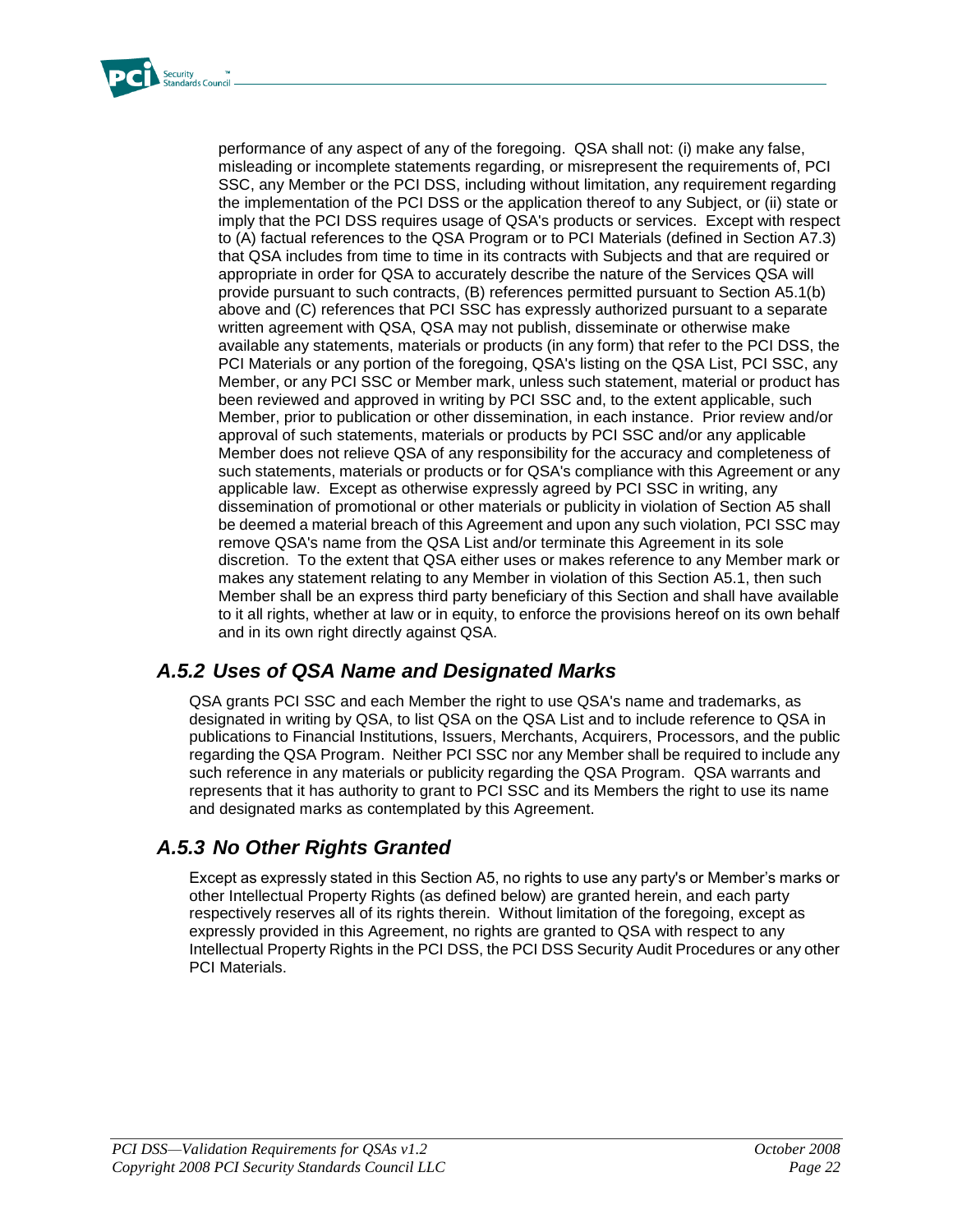performance of any aspect of any of the foregoing. QSA shall not: (i) make any false, misleading or incomplete statements regarding, or misrepresent the requirements of, PCI SSC, any Member or the PCI DSS, including without limitation, any requirement regarding the implementation of the PCI DSS or the application thereof to any Subject, or (ii) state or imply that the PCI DSS requires usage of QSA's products or services. Except with respect to (A) factual references to the QSA Program or to PCI Materials (defined in Section A7.3) that QSA includes from time to time in its contracts with Subjects and that are required or appropriate in order for QSA to accurately describe the nature of the Services QSA will provide pursuant to such contracts, (B) references permitted pursuant to Section A5.1(b) above and (C) references that PCI SSC has expressly authorized pursuant to a separate written agreement with QSA, QSA may not publish, disseminate or otherwise make available any statements, materials or products (in any form) that refer to the PCI DSS, the PCI Materials or any portion of the foregoing, QSA's listing on the QSA List, PCI SSC, any Member, or any PCI SSC or Member mark, unless such statement, material or product has been reviewed and approved in writing by PCI SSC and, to the extent applicable, such Member, prior to publication or other dissemination, in each instance. Prior review and/or approval of such statements, materials or products by PCI SSC and/or any applicable Member does not relieve QSA of any responsibility for the accuracy and completeness of such statements, materials or products or for QSA's compliance with this Agreement or any applicable law. Except as otherwise expressly agreed by PCI SSC in writing, any dissemination of promotional or other materials or publicity in violation of Section A5 shall be deemed a material breach of this Agreement and upon any such violation, PCI SSC may remove QSA's name from the QSA List and/or terminate this Agreement in its sole discretion. To the extent that QSA either uses or makes reference to any Member mark or makes any statement relating to any Member in violation of this Section A5.1, then such Member shall be an express third party beneficiary of this Section and shall have available to it all rights, whether at law or in equity, to enforce the provisions hereof on its own behalf and in its own right directly against QSA.

### *A.5.2 Uses of QSA Name and Designated Marks*

QSA grants PCI SSC and each Member the right to use QSA's name and trademarks, as designated in writing by QSA, to list QSA on the QSA List and to include reference to QSA in publications to Financial Institutions, Issuers, Merchants, Acquirers, Processors, and the public regarding the QSA Program. Neither PCI SSC nor any Member shall be required to include any such reference in any materials or publicity regarding the QSA Program. QSA warrants and represents that it has authority to grant to PCI SSC and its Members the right to use its name and designated marks as contemplated by this Agreement.

### *A.5.3 No Other Rights Granted*

Except as expressly stated in this Section A5, no rights to use any party's or Member's marks or other Intellectual Property Rights (as defined below) are granted herein, and each party respectively reserves all of its rights therein. Without limitation of the foregoing, except as expressly provided in this Agreement, no rights are granted to QSA with respect to any Intellectual Property Rights in the PCI DSS, the PCI DSS Security Audit Procedures or any other PCI Materials.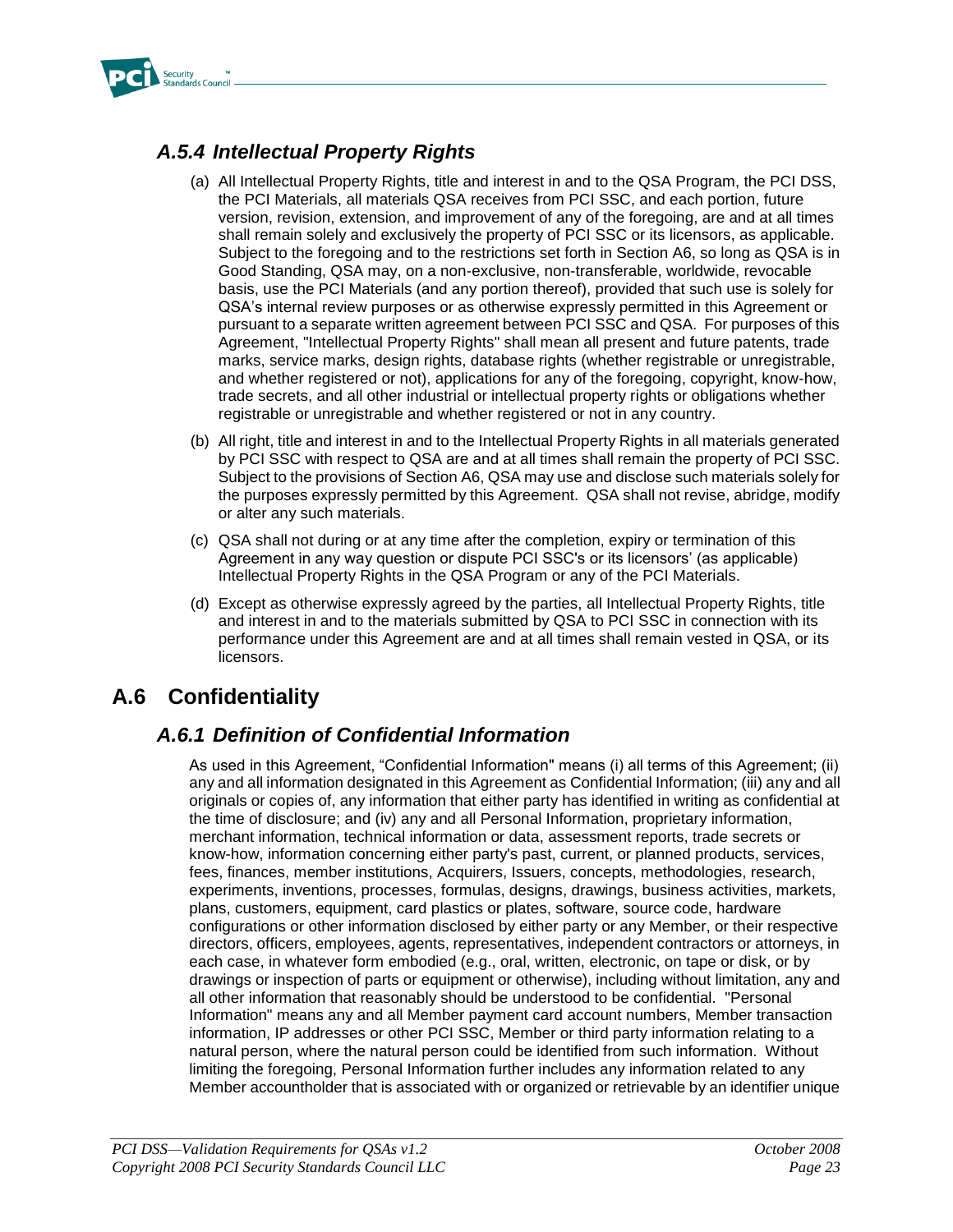### *A.5.4 Intellectual Property Rights*

(a) All Intellectual Property Rights, title and interest in and to the QSA Program, the PCI DSS, the PCI Materials, all materials QSA receives from PCI SSC, and each portion, future version, revision, extension, and improvement of any of the foregoing, are and at all times shall remain solely and exclusively the property of PCI SSC or its licensors, as applicable. Subject to the foregoing and to the restrictions set forth in Section A6, so long as QSA is in Good Standing, QSA may, on a non-exclusive, non-transferable, worldwide, revocable basis, use the PCI Materials (and any portion thereof), provided that such use is solely for QSA's internal review purposes or as otherwise expressly permitted in this Agreement or pursuant to a separate written agreement between PCI SSC and QSA. For purposes of this Agreement, "Intellectual Property Rights" shall mean all present and future patents, trade marks, service marks, design rights, database rights (whether registrable or unregistrable, and whether registered or not), applications for any of the foregoing, copyright, know-how, trade secrets, and all other industrial or intellectual property rights or obligations whether registrable or unregistrable and whether registered or not in any country.

(b) All right, title and interest in and to the Intellectual Property Rights in all materials generated by PCI SSC with respect to QSA are and at all times shall remain the property of PCI SSC. Subject to the provisions of Section A6, QSA may use and disclose such materials solely for the purposes expressly permitted by this Agreement. QSA shall not revise, abridge, modify or alter any such materials.

(c) QSA shall not during or at any time after the completion, expiry or termination of this Agreement in any way question or dispute PCI SSC's or its licensors' (as applicable) Intellectual Property Rights in the QSA Program or any of the PCI Materials.

(d) Except as otherwise expressly agreed by the parties, all Intellectual Property Rights, title and interest in and to the materials submitted by QSA to PCI SSC in connection with its performance under this Agreement are and at all times shall remain vested in QSA, or its licensors.

## A.6 Confidentiality

### *A.6.1 Definition of Confidential Information*

As used in this Agreement, "Confidential Information" means (i) all terms of this Agreement; (ii) any and all information designated in this Agreement as Confidential Information; (iii) any and all originals or copies of, any information that either party has identified in writing as confidential at the time of disclosure; and (iv) any and all Personal Information, proprietary information, merchant information, technical information or data, assessment reports, trade secrets or know-how, information concerning either party's past, current, or planned products, services, fees, finances, member institutions, Acquirers, Issuers, concepts, methodologies, research, experiments, inventions, processes, formulas, designs, drawings, business activities, markets, plans, customers, equipment, card plastics or plates, software, source code, hardware configurations or other information disclosed by either party or any Member, or their respective directors, officers, employees, agents, representatives, independent contractors or attorneys, in each case, in whatever form embodied (e.g., oral, written, electronic, on tape or disk, or by drawings or inspection of parts or equipment or otherwise), including without limitation, any and all other information that reasonably should be understood to be confidential. "Personal Information" means any and all Member payment card account numbers, Member transaction information, IP addresses or other PCI SSC, Member or third party information relating to a natural person, where the natural person could be identified from such information. Without limiting the foregoing, Personal Information further includes any information related to any Member accountholder that is associated with or organized or retrievable by an identifier unique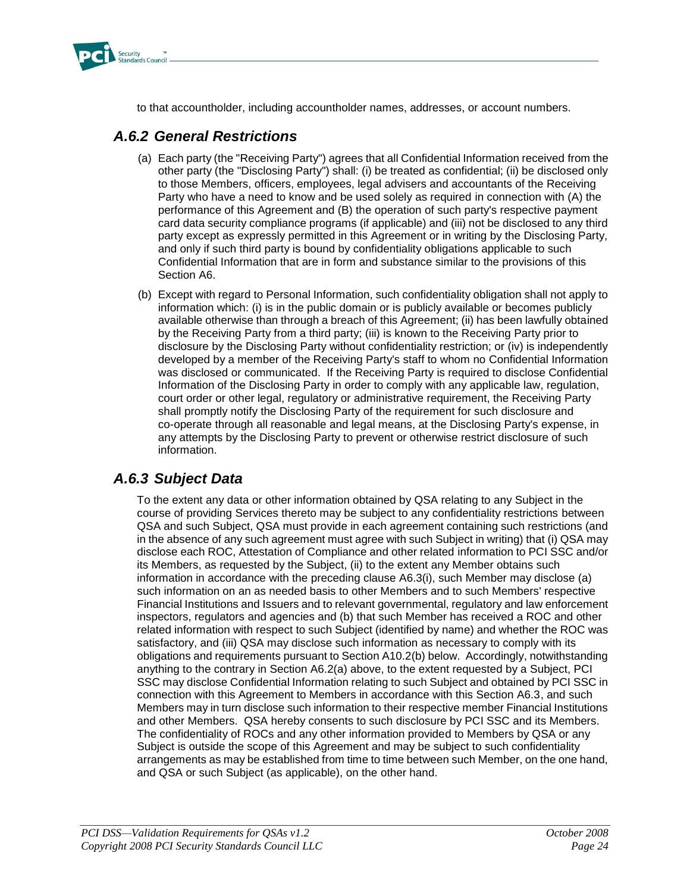to that accountholder, including accountholder names, addresses, or account numbers.

### *A.6.2 General Restrictions*

(a) Each party (the "Receiving Party") agrees that all Confidential Information received from the other party (the "Disclosing Party") shall: (i) be treated as confidential; (ii) be disclosed only to those Members, officers, employees, legal advisers and accountants of the Receiving Party who have a need to know and be used solely as required in connection with (A) the performance of this Agreement and (B) the operation of such party's respective payment card data security compliance programs (if applicable) and (iii) not be disclosed to any third party except as expressly permitted in this Agreement or in writing by the Disclosing Party, and only if such third party is bound by confidentiality obligations applicable to such Confidential Information that are in form and substance similar to the provisions of this Section A6.

(b) Except with regard to Personal Information, such confidentiality obligation shall not apply to information which: (i) is in the public domain or is publicly available or becomes publicly available otherwise than through a breach of this Agreement; (ii) has been lawfully obtained by the Receiving Party from a third party; (iii) is known to the Receiving Party prior to disclosure by the Disclosing Party without confidentiality restriction; or (iv) is independently developed by a member of the Receiving Party's staff to whom no Confidential Information was disclosed or communicated. If the Receiving Party is required to disclose Confidential Information of the Disclosing Party in order to comply with any applicable law, regulation, court order or other legal, regulatory or administrative requirement, the Receiving Party shall promptly notify the Disclosing Party of the requirement for such disclosure and co-operate through all reasonable and legal means, at the Disclosing Party's expense, in any attempts by the Disclosing Party to prevent or otherwise restrict disclosure of such information.

### *A.6.3 Subject Data*

To the extent any data or other information obtained by QSA relating to any Subject in the course of providing Services thereto may be subject to any confidentiality restrictions between QSA and such Subject, QSA must provide in each agreement containing such restrictions (and in the absence of any such agreement must agree with such Subject in writing) that (i) QSA may disclose each ROC, Attestation of Compliance and other related information to PCI SSC and/or its Members, as requested by the Subject, (ii) to the extent any Member obtains such information in accordance with the preceding clause A6.3(i), such Member may disclose (a) such information on an as needed basis to other Members and to such Members' respective Financial Institutions and Issuers and to relevant governmental, regulatory and law enforcement inspectors, regulators and agencies and (b) that such Member has received a ROC and other related information with respect to such Subject (identified by name) and whether the ROC was satisfactory, and (iii) QSA may disclose such information as necessary to comply with its obligations and requirements pursuant to Section A10.2(b) below. Accordingly, notwithstanding anything to the contrary in Section A6.2(a) above, to the extent requested by a Subject, PCI SSC may disclose Confidential Information relating to such Subject and obtained by PCI SSC in connection with this Agreement to Members in accordance with this Section A6.3, and such Members may in turn disclose such information to their respective member Financial Institutions and other Members. QSA hereby consents to such disclosure by PCI SSC and its Members. The confidentiality of ROCs and any other information provided to Members by QSA or any Subject is outside the scope of this Agreement and may be subject to such confidentiality arrangements as may be established from time to time between such Member, on the one hand, and QSA or such Subject (as applicable), on the other hand.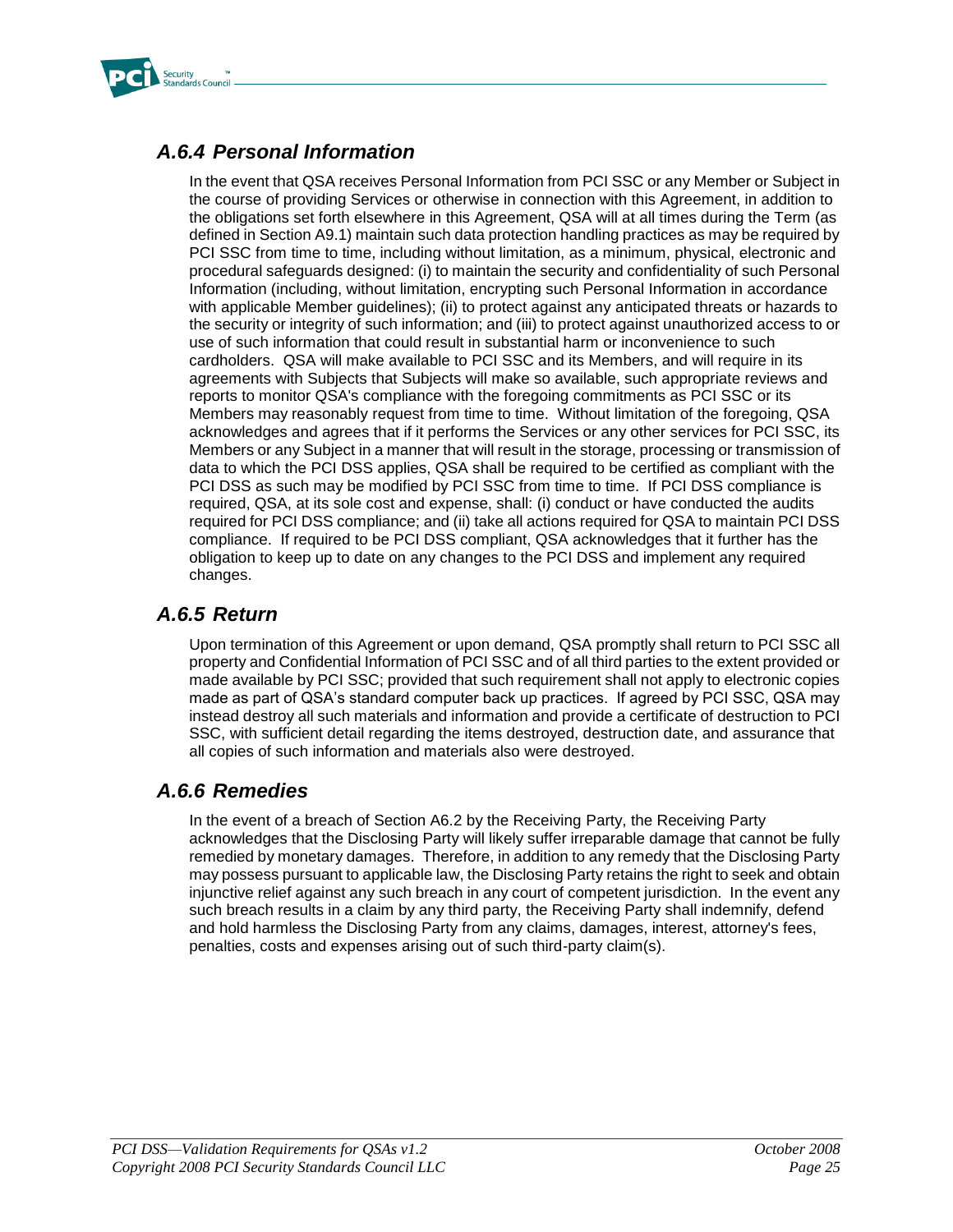### *A.6.4 Personal Information*

In the event that QSA receives Personal Information from PCI SSC or any Member or Subject in the course of providing Services or otherwise in connection with this Agreement, in addition to the obligations set forth elsewhere in this Agreement, QSA will at all times during the Term (as defined in Section A9.1) maintain such data protection handling practices as may be required by PCI SSC from time to time, including without limitation, as a minimum, physical, electronic and procedural safeguards designed: (i) to maintain the security and confidentiality of such Personal Information (including, without limitation, encrypting such Personal Information in accordance with applicable Member guidelines); (ii) to protect against any anticipated threats or hazards to the security or integrity of such information; and (iii) to protect against unauthorized access to or use of such information that could result in substantial harm or inconvenience to such cardholders. QSA will make available to PCI SSC and its Members, and will require in its agreements with Subjects that Subjects will make so available, such appropriate reviews and reports to monitor QSA's compliance with the foregoing commitments as PCI SSC or its Members may reasonably request from time to time. Without limitation of the foregoing, QSA acknowledges and agrees that if it performs the Services or any other services for PCI SSC, its Members or any Subject in a manner that will result in the storage, processing or transmission of data to which the PCI DSS applies, QSA shall be required to be certified as compliant with the PCI DSS as such may be modified by PCI SSC from time to time. If PCI DSS compliance is required, QSA, at its sole cost and expense, shall: (i) conduct or have conducted the audits required for PCI DSS compliance; and (ii) take all actions required for QSA to maintain PCI DSS compliance. If required to be PCI DSS compliant, QSA acknowledges that it further has the obligation to keep up to date on any changes to the PCI DSS and implement any required changes.

### *A.6.5 Return*

Upon termination of this Agreement or upon demand, QSA promptly shall return to PCI SSC all property and Confidential Information of PCI SSC and of all third parties to the extent provided or made available by PCI SSC; provided that such requirement shall not apply to electronic copies made as part of QSA's standard computer back up practices. If agreed by PCI SSC, QSA may instead destroy all such materials and information and provide a certificate of destruction to PCI SSC, with sufficient detail regarding the items destroyed, destruction date, and assurance that all copies of such information and materials also were destroyed.

### *A.6.6 Remedies*

In the event of a breach of Section A6.2 by the Receiving Party, the Receiving Party acknowledges that the Disclosing Party will likely suffer irreparable damage that cannot be fully remedied by monetary damages. Therefore, in addition to any remedy that the Disclosing Party may possess pursuant to applicable law, the Disclosing Party retains the right to seek and obtain injunctive relief against any such breach in any court of competent jurisdiction. In the event any such breach results in a claim by any third party, the Receiving Party shall indemnify, defend and hold harmless the Disclosing Party from any claims, damages, interest, attorney's fees, penalties, costs and expenses arising out of such third-party claim(s).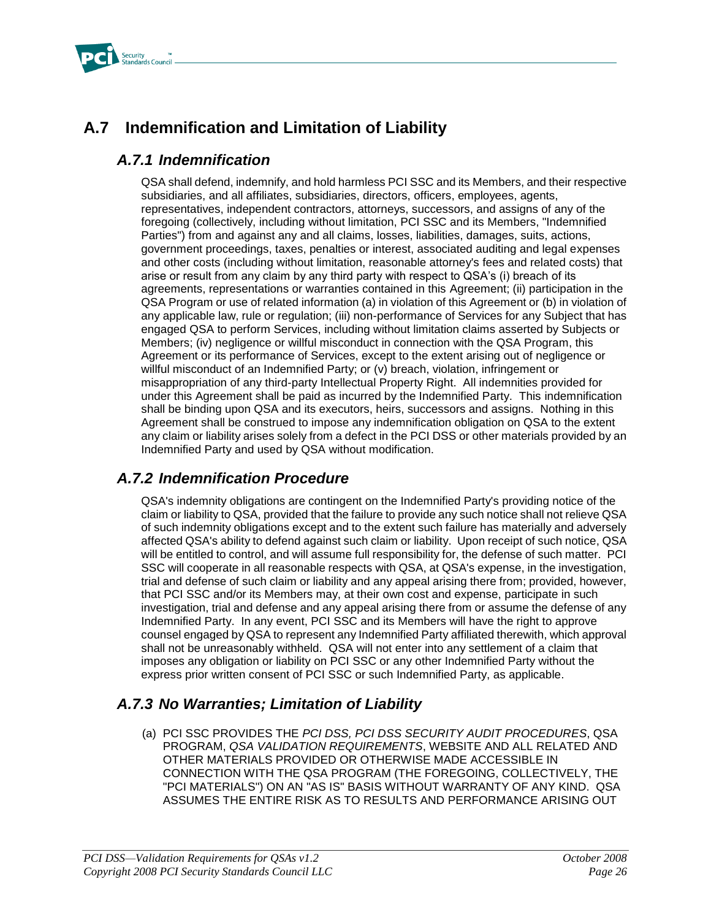## A.7 Indemnification and Limitation of Liability

### *A.7.1 Indemnification*

QSA shall defend, indemnify, and hold harmless PCI SSC and its Members, and their respective subsidiaries, and all affiliates, subsidiaries, directors, officers, employees, agents, representatives, independent contractors, attorneys, successors, and assigns of any of the foregoing (collectively, including without limitation, PCI SSC and its Members, "Indemnified Parties") from and against any and all claims, losses, liabilities, damages, suits, actions, government proceedings, taxes, penalties or interest, associated auditing and legal expenses and other costs (including without limitation, reasonable attorney's fees and related costs) that arise or result from any claim by any third party with respect to QSA's (i) breach of its agreements, representations or warranties contained in this Agreement; (ii) participation in the QSA Program or use of related information (a) in violation of this Agreement or (b) in violation of any applicable law, rule or regulation; (iii) non-performance of Services for any Subject that has engaged QSA to perform Services, including without limitation claims asserted by Subjects or Members; (iv) negligence or willful misconduct in connection with the QSA Program, this Agreement or its performance of Services, except to the extent arising out of negligence or willful misconduct of an Indemnified Party; or (v) breach, violation, infringement or misappropriation of any third-party Intellectual Property Right. All indemnities provided for under this Agreement shall be paid as incurred by the Indemnified Party. This indemnification shall be binding upon QSA and its executors, heirs, successors and assigns. Nothing in this Agreement shall be construed to impose any indemnification obligation on QSA to the extent any claim or liability arises solely from a defect in the PCI DSS or other materials provided by an Indemnified Party and used by QSA without modification.

### *A.7.2 Indemnification Procedure*

QSA's indemnity obligations are contingent on the Indemnified Party's providing notice of the claim or liability to QSA, provided that the failure to provide any such notice shall not relieve QSA of such indemnity obligations except and to the extent such failure has materially and adversely affected QSA's ability to defend against such claim or liability. Upon receipt of such notice, QSA will be entitled to control, and will assume full responsibility for, the defense of such matter. PCI SSC will cooperate in all reasonable respects with QSA, at QSA's expense, in the investigation, trial and defense of such claim or liability and any appeal arising there from; provided, however, that PCI SSC and/or its Members may, at their own cost and expense, participate in such investigation, trial and defense and any appeal arising there from or assume the defense of any Indemnified Party. In any event, PCI SSC and its Members will have the right to approve counsel engaged by QSA to represent any Indemnified Party affiliated therewith, which approval shall not be unreasonably withheld. QSA will not enter into any settlement of a claim that imposes any obligation or liability on PCI SSC or any other Indemnified Party without the express prior written consent of PCI SSC or such Indemnified Party, as applicable.

### *A.7.3 No Warranties; Limitation of Liability*

(a) PCI SSC PROVIDES THE *PCI DSS, PCI DSS SECURITY AUDIT PROCEDURES*, QSA PROGRAM, *QSA VALIDATION REQUIREMENTS*, WEBSITE AND ALL RELATED AND OTHER MATERIALS PROVIDED OR OTHERWISE MADE ACCESSIBLE IN CONNECTION WITH THE QSA PROGRAM (THE FOREGOING, COLLECTIVELY, THE "PCI MATERIALS") ON AN "AS IS" BASIS WITHOUT WARRANTY OF ANY KIND. QSA ASSUMES THE ENTIRE RISK AS TO RESULTS AND PERFORMANCE ARISING OUT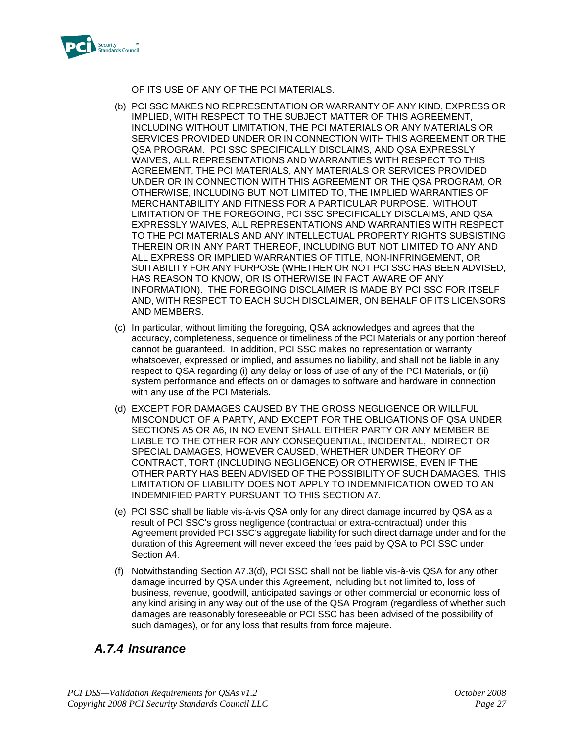OF ITS USE OF ANY OF THE PCI MATERIALS.

(b) PCI SSC MAKES NO REPRESENTATION OR WARRANTY OF ANY KIND, EXPRESS OR IMPLIED, WITH RESPECT TO THE SUBJECT MATTER OF THIS AGREEMENT, INCLUDING WITHOUT LIMITATION, THE PCI MATERIALS OR ANY MATERIALS OR SERVICES PROVIDED UNDER OR IN CONNECTION WITH THIS AGREEMENT OR THE QSA PROGRAM. PCI SSC SPECIFICALLY DISCLAIMS, AND QSA EXPRESSLY WAIVES, ALL REPRESENTATIONS AND WARRANTIES WITH RESPECT TO THIS AGREEMENT, THE PCI MATERIALS, ANY MATERIALS OR SERVICES PROVIDED UNDER OR IN CONNECTION WITH THIS AGREEMENT OR THE QSA PROGRAM, OR OTHERWISE, INCLUDING BUT NOT LIMITED TO, THE IMPLIED WARRANTIES OF MERCHANTABILITY AND FITNESS FOR A PARTICULAR PURPOSE. WITHOUT LIMITATION OF THE FOREGOING, PCI SSC SPECIFICALLY DISCLAIMS, AND QSA EXPRESSLY WAIVES, ALL REPRESENTATIONS AND WARRANTIES WITH RESPECT TO THE PCI MATERIALS AND ANY INTELLECTUAL PROPERTY RIGHTS SUBSISTING THEREIN OR IN ANY PART THEREOF, INCLUDING BUT NOT LIMITED TO ANY AND ALL EXPRESS OR IMPLIED WARRANTIES OF TITLE, NON-INFRINGEMENT, OR SUITABILITY FOR ANY PURPOSE (WHETHER OR NOT PCI SSC HAS BEEN ADVISED, HAS REASON TO KNOW, OR IS OTHERWISE IN FACT AWARE OF ANY INFORMATION). THE FOREGOING DISCLAIMER IS MADE BY PCI SSC FOR ITSELF AND, WITH RESPECT TO EACH SUCH DISCLAIMER, ON BEHALF OF ITS LICENSORS AND MEMBERS.

(c) In particular, without limiting the foregoing, QSA acknowledges and agrees that the accuracy, completeness, sequence or timeliness of the PCI Materials or any portion thereof cannot be guaranteed. In addition, PCI SSC makes no representation or warranty whatsoever, expressed or implied, and assumes no liability, and shall not be liable in any respect to QSA regarding (i) any delay or loss of use of any of the PCI Materials, or (ii) system performance and effects on or damages to software and hardware in connection with any use of the PCI Materials.

(d) EXCEPT FOR DAMAGES CAUSED BY THE GROSS NEGLIGENCE OR WILLFUL MISCONDUCT OF A PARTY, AND EXCEPT FOR THE OBLIGATIONS OF QSA UNDER SECTIONS A5 OR A6, IN NO EVENT SHALL EITHER PARTY OR ANY MEMBER BE LIABLE TO THE OTHER FOR ANY CONSEQUENTIAL, INCIDENTAL, INDIRECT OR SPECIAL DAMAGES, HOWEVER CAUSED, WHETHER UNDER THEORY OF CONTRACT, TORT (INCLUDING NEGLIGENCE) OR OTHERWISE, EVEN IF THE OTHER PARTY HAS BEEN ADVISED OF THE POSSIBILITY OF SUCH DAMAGES. THIS LIMITATION OF LIABILITY DOES NOT APPLY TO INDEMNIFICATION OWED TO AN INDEMNIFIED PARTY PURSUANT TO THIS SECTION A7.

(e) PCI SSC shall be liable vis-à-vis QSA only for any direct damage incurred by QSA as a result of PCI SSC's gross negligence (contractual or extra-contractual) under this Agreement provided PCI SSC's aggregate liability for such direct damage under and for the duration of this Agreement will never exceed the fees paid by QSA to PCI SSC under Section A4.

(f) Notwithstanding Section A7.3(d), PCI SSC shall not be liable vis-à-vis QSA for any other damage incurred by QSA under this Agreement, including but not limited to, loss of business, revenue, goodwill, anticipated savings or other commercial or economic loss of any kind arising in any way out of the use of the QSA Program (regardless of whether such damages are reasonably foreseeable or PCI SSC has been advised of the possibility of such damages), or for any loss that results from force majeure.

### *A.7.4 Insurance*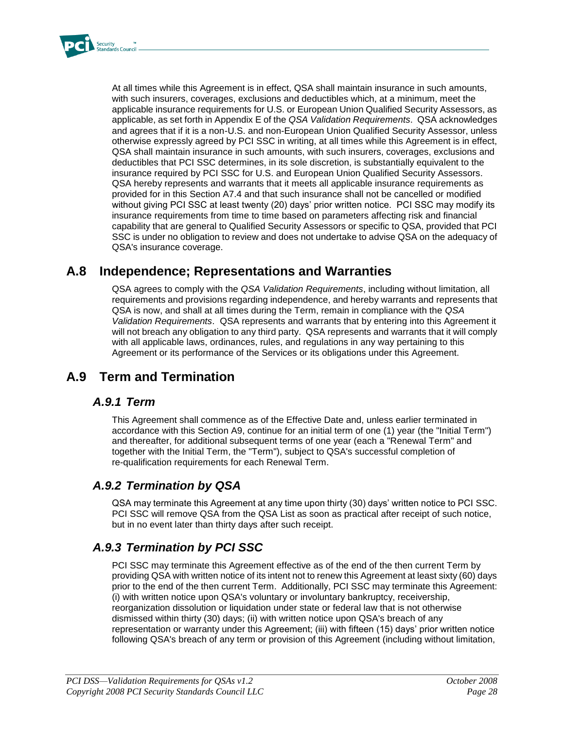At all times while this Agreement is in effect, QSA shall maintain insurance in such amounts, with such insurers, coverages, exclusions and deductibles which, at a minimum, meet the applicable insurance requirements for U.S. or European Union Qualified Security Assessors, as applicable, as set forth in Appendix E of the *QSA Validation Requirements*. QSA acknowledges and agrees that if it is a non-U.S. and non-European Union Qualified Security Assessor, unless otherwise expressly agreed by PCI SSC in writing, at all times while this Agreement is in effect, QSA shall maintain insurance in such amounts, with such insurers, coverages, exclusions and deductibles that PCI SSC determines, in its sole discretion, is substantially equivalent to the insurance required by PCI SSC for U.S. and European Union Qualified Security Assessors. QSA hereby represents and warrants that it meets all applicable insurance requirements as provided for in this Section A7.4 and that such insurance shall not be cancelled or modified without giving PCI SSC at least twenty (20) days' prior written notice. PCI SSC may modify its insurance requirements from time to time based on parameters affecting risk and financial capability that are general to Qualified Security Assessors or specific to QSA, provided that PCI SSC is under no obligation to review and does not undertake to advise QSA on the adequacy of QSA's insurance coverage.

## A.8 Independence; Representations and Warranties

QSA agrees to comply with the *QSA Validation Requirements*, including without limitation, all requirements and provisions regarding independence, and hereby warrants and represents that QSA is now, and shall at all times during the Term, remain in compliance with the *QSA Validation Requirements*. QSA represents and warrants that by entering into this Agreement it will not breach any obligation to any third party. QSA represents and warrants that it will comply with all applicable laws, ordinances, rules, and regulations in any way pertaining to this Agreement or its performance of the Services or its obligations under this Agreement.

## A.9 Term and Termination

### *A.9.1 Term*

This Agreement shall commence as of the Effective Date and, unless earlier terminated in accordance with this Section A9, continue for an initial term of one (1) year (the "Initial Term") and thereafter, for additional subsequent terms of one year (each a "Renewal Term" and together with the Initial Term, the "Term"), subject to QSA's successful completion of re-qualification requirements for each Renewal Term.

### *A.9.2 Termination by QSA*

QSA may terminate this Agreement at any time upon thirty (30) days' written notice to PCI SSC. PCI SSC will remove QSA from the QSA List as soon as practical after receipt of such notice, but in no event later than thirty days after such receipt.

### *A.9.3 Termination by PCI SSC*

PCI SSC may terminate this Agreement effective as of the end of the then current Term by providing QSA with written notice of its intent not to renew this Agreement at least sixty (60) days prior to the end of the then current Term. Additionally, PCI SSC may terminate this Agreement: (i) with written notice upon QSA's voluntary or involuntary bankruptcy, receivership, reorganization dissolution or liquidation under state or federal law that is not otherwise dismissed within thirty (30) days; (ii) with written notice upon QSA's breach of any representation or warranty under this Agreement; (iii) with fifteen (15) days' prior written notice following QSA's breach of any term or provision of this Agreement (including without limitation,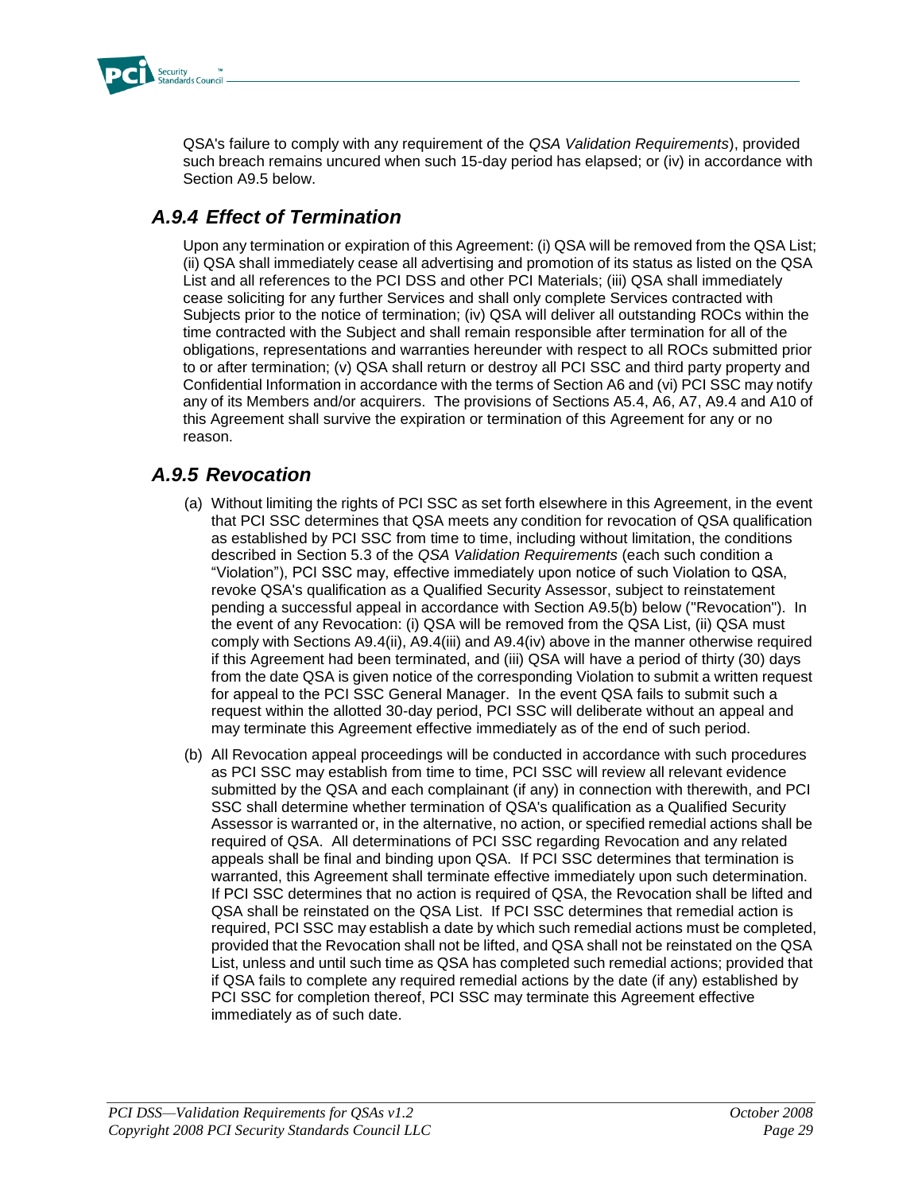QSA's failure to comply with any requirement of the *QSA Validation Requirements*), provided such breach remains uncured when such 15-day period has elapsed; or (iv) in accordance with Section A9.5 below.

## *A.9.4 Effect of Termination*

Upon any termination or expiration of this Agreement: (i) QSA will be removed from the QSA List; (ii) QSA shall immediately cease all advertising and promotion of its status as listed on the QSA List and all references to the PCI DSS and other PCI Materials; (iii) QSA shall immediately cease soliciting for any further Services and shall only complete Services contracted with Subjects prior to the notice of termination; (iv) QSA will deliver all outstanding ROCs within the time contracted with the Subject and shall remain responsible after termination for all of the obligations, representations and warranties hereunder with respect to all ROCs submitted prior to or after termination; (v) QSA shall return or destroy all PCI SSC and third party property and Confidential Information in accordance with the terms of Section A6 and (vi) PCI SSC may notify any of its Members and/or acquirers. The provisions of Sections A5.4, A6, A7, A9.4 and A10 of this Agreement shall survive the expiration or termination of this Agreement for any or no reason.

## *A.9.5 Revocation*

(a) Without limiting the rights of PCI SSC as set forth elsewhere in this Agreement, in the event that PCI SSC determines that QSA meets any condition for revocation of QSA qualification as established by PCI SSC from time to time, including without limitation, the conditions described in Section 5.3 of the *QSA Validation Requirements* (each such condition a "Violation"), PCI SSC may, effective immediately upon notice of such Violation to QSA, revoke QSA's qualification as a Qualified Security Assessor, subject to reinstatement pending a successful appeal in accordance with Section A9.5(b) below ("Revocation"). In the event of any Revocation: (i) QSA will be removed from the QSA List, (ii) QSA must comply with Sections A9.4(ii), A9.4(iii) and A9.4(iv) above in the manner otherwise required if this Agreement had been terminated, and (iii) QSA will have a period of thirty (30) days from the date QSA is given notice of the corresponding Violation to submit a written request for appeal to the PCI SSC General Manager. In the event QSA fails to submit such a request within the allotted 30-day period, PCI SSC will deliberate without an appeal and may terminate this Agreement effective immediately as of the end of such period.

(b) All Revocation appeal proceedings will be conducted in accordance with such procedures as PCI SSC may establish from time to time, PCI SSC will review all relevant evidence submitted by the QSA and each complainant (if any) in connection with therewith, and PCI SSC shall determine whether termination of QSA's qualification as a Qualified Security Assessor is warranted or, in the alternative, no action, or specified remedial actions shall be required of QSA. All determinations of PCI SSC regarding Revocation and any related appeals shall be final and binding upon QSA. If PCI SSC determines that termination is warranted, this Agreement shall terminate effective immediately upon such determination. If PCI SSC determines that no action is required of QSA, the Revocation shall be lifted and QSA shall be reinstated on the QSA List. If PCI SSC determines that remedial action is required, PCI SSC may establish a date by which such remedial actions must be completed, provided that the Revocation shall not be lifted, and QSA shall not be reinstated on the QSA List, unless and until such time as QSA has completed such remedial actions; provided that if QSA fails to complete any required remedial actions by the date (if any) established by PCI SSC for completion thereof, PCI SSC may terminate this Agreement effective immediately as of such date.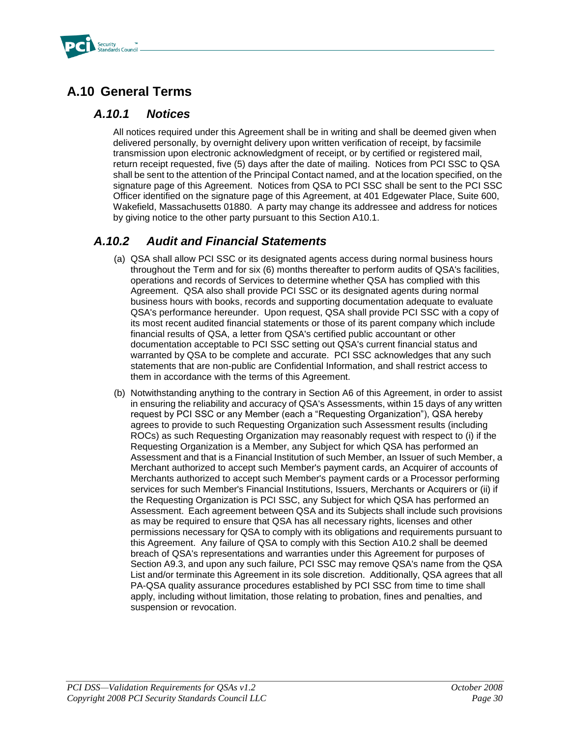## A.10 General Terms

### *A.10.1 Notices*

All notices required under this Agreement shall be in writing and shall be deemed given when delivered personally, by overnight delivery upon written verification of receipt, by facsimile transmission upon electronic acknowledgment of receipt, or by certified or registered mail, return receipt requested, five (5) days after the date of mailing. Notices from PCI SSC to QSA shall be sent to the attention of the Principal Contact named, and at the location specified, on the signature page of this Agreement. Notices from QSA to PCI SSC shall be sent to the PCI SSC Officer identified on the signature page of this Agreement, at 401 Edgewater Place, Suite 600, Wakefield, Massachusetts 01880. A party may change its addressee and address for notices by giving notice to the other party pursuant to this Section A10.1.

### *A.10.2 Audit and Financial Statements*

(a) QSA shall allow PCI SSC or its designated agents access during normal business hours throughout the Term and for six (6) months thereafter to perform audits of QSA's facilities, operations and records of Services to determine whether QSA has complied with this Agreement. QSA also shall provide PCI SSC or its designated agents during normal business hours with books, records and supporting documentation adequate to evaluate QSA's performance hereunder. Upon request, QSA shall provide PCI SSC with a copy of its most recent audited financial statements or those of its parent company which include financial results of QSA, a letter from QSA's certified public accountant or other documentation acceptable to PCI SSC setting out QSA's current financial status and warranted by QSA to be complete and accurate. PCI SSC acknowledges that any such statements that are non-public are Confidential Information, and shall restrict access to them in accordance with the terms of this Agreement.

(b) Notwithstanding anything to the contrary in Section A6 of this Agreement, in order to assist in ensuring the reliability and accuracy of QSA's Assessments, within 15 days of any written request by PCI SSC or any Member (each a "Requesting Organization"), QSA hereby agrees to provide to such Requesting Organization such Assessment results (including ROCs) as such Requesting Organization may reasonably request with respect to (i) if the Requesting Organization is a Member, any Subject for which QSA has performed an Assessment and that is a Financial Institution of such Member, an Issuer of such Member, a Merchant authorized to accept such Member's payment cards, an Acquirer of accounts of Merchants authorized to accept such Member's payment cards or a Processor performing services for such Member's Financial Institutions, Issuers, Merchants or Acquirers or (ii) if the Requesting Organization is PCI SSC, any Subject for which QSA has performed an Assessment. Each agreement between QSA and its Subjects shall include such provisions as may be required to ensure that QSA has all necessary rights, licenses and other permissions necessary for QSA to comply with its obligations and requirements pursuant to this Agreement. Any failure of QSA to comply with this Section A10.2 shall be deemed breach of QSA's representations and warranties under this Agreement for purposes of Section A9.3, and upon any such failure, PCI SSC may remove QSA's name from the QSA List and/or terminate this Agreement in its sole discretion. Additionally, QSA agrees that all PA-QSA quality assurance procedures established by PCI SSC from time to time shall apply, including without limitation, those relating to probation, fines and penalties, and suspension or revocation.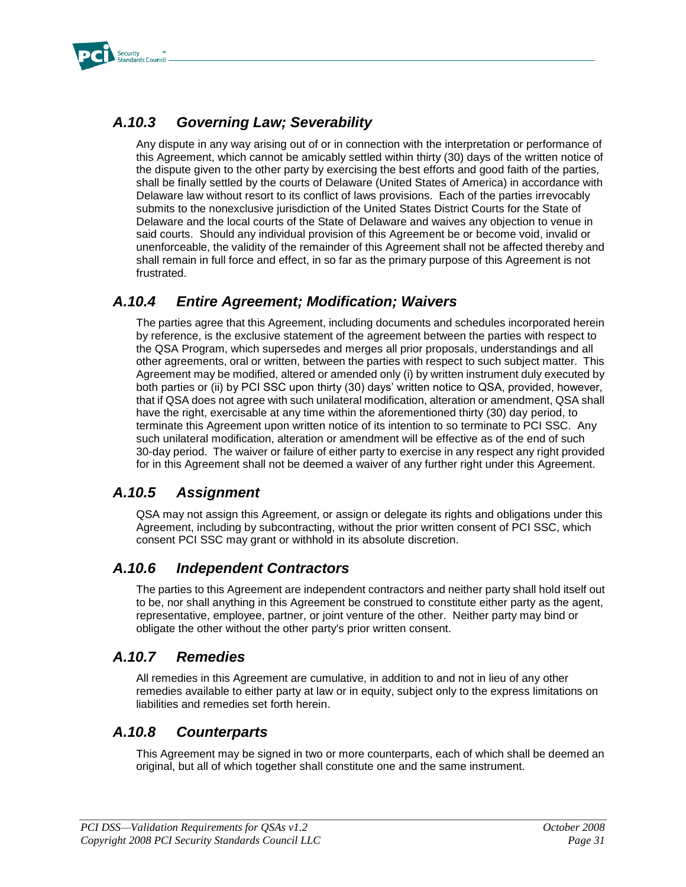### A.10.3 Governing Law; Severability

Any dispute in any way arising out of or in connection with the interpretation or performance of this Agreement, which cannot be amicably settled within thirty (30) days of the written notice of the dispute given to the other party by exercising the best efforts and good faith of the parties, shall be finally settled by the courts of Delaware (United States of America) in accordance with Delaware law without resort to its conflict of laws provisions. Each of the parties irrevocably submits to the nonexclusive jurisdiction of the United States District Courts for the State of Delaware and the local courts of the State of Delaware and waives any objection to venue in said courts. Should any individual provision of this Agreement be or become void, invalid or unenforceable, the validity of the remainder of this Agreement shall not be affected thereby and shall remain in full force and effect, in so far as the primary purpose of this Agreement is not frustrated.

### A.10.4 Entire Agreement; Modification; Waivers

The parties agree that this Agreement, including documents and schedules incorporated herein by reference, is the exclusive statement of the agreement between the parties with respect to the QSA Program, which supersedes and merges all prior proposals, understandings and all other agreements, oral or written, between the parties with respect to such subject matter. This Agreement may be modified, altered or amended only (i) by written instrument duly executed by both parties or (ii) by PCI SSC upon thirty (30) days' written notice to QSA, provided, however, that if QSA does not agree with such unilateral modification, alteration or amendment, QSA shall have the right, exercisable at any time within the aforementioned thirty (30) day period, to terminate this Agreement upon written notice of its intention to so terminate to PCI SSC. Any such unilateral modification, alteration or amendment will be effective as of the end of such 30-day period. The waiver or failure of either party to exercise in any respect any right provided for in this Agreement shall not be deemed a waiver of any further right under this Agreement.

### A.10.5 Assignment

QSA may not assign this Agreement, or assign or delegate its rights and obligations under this Agreement, including by subcontracting, without the prior written consent of PCI SSC, which consent PCI SSC may grant or withhold in its absolute discretion.

### A.10.6 Independent Contractors

The parties to this Agreement are independent contractors and neither party shall hold itself out to be, nor shall anything in this Agreement be construed to constitute either party as the agent, representative, employee, partner, or joint venture of the other. Neither party may bind or obligate the other without the other party's prior written consent.

### A.10.7 Remedies

All remedies in this Agreement are cumulative, in addition to and not in lieu of any other remedies available to either party at law or in equity, subject only to the express limitations on liabilities and remedies set forth herein.

### A.10.8 Counterparts

This Agreement may be signed in two or more counterparts, each of which shall be deemed an original, but all of which together shall constitute one and the same instrument.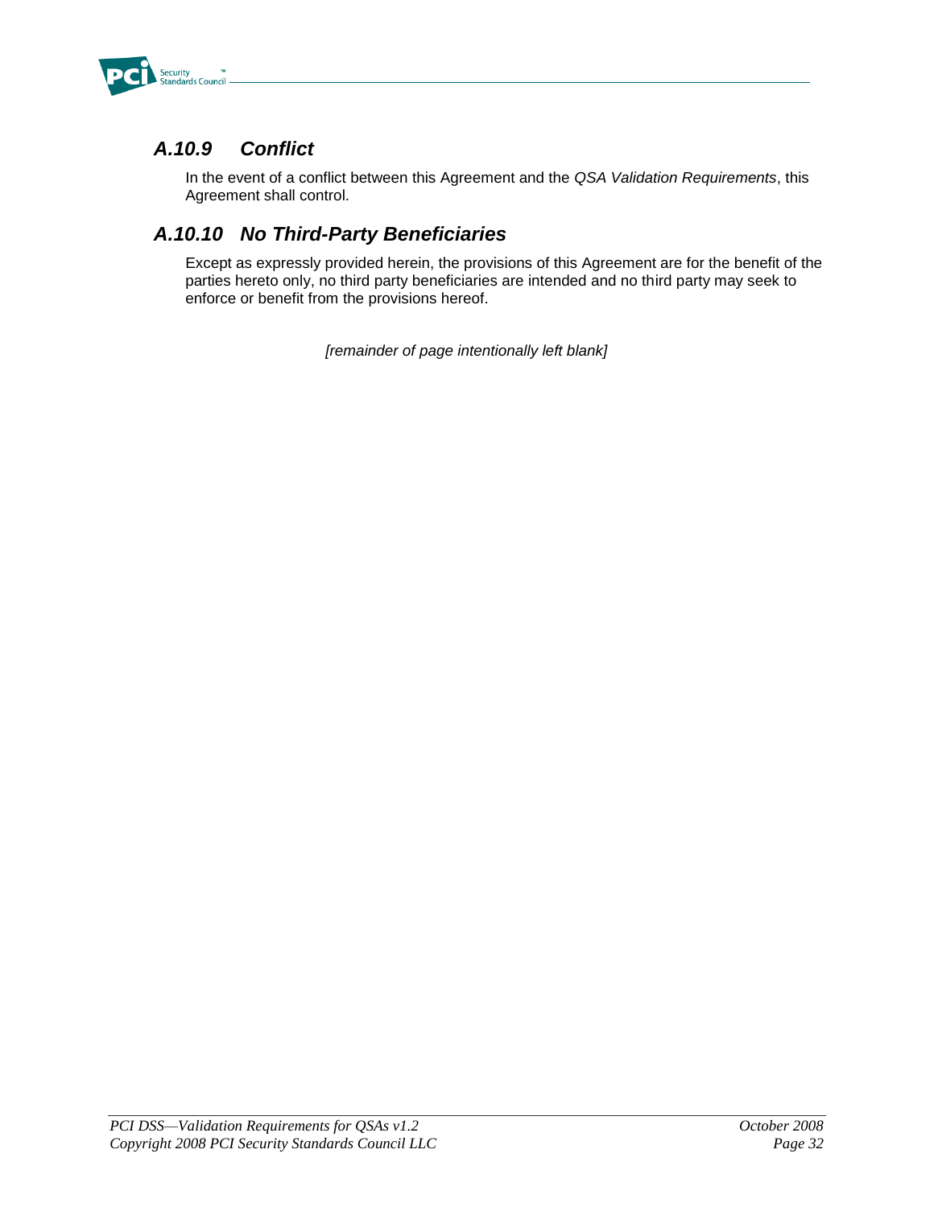### *A.10.9 Conflict*

In the event of a conflict between this Agreement and the *QSA Validation Requirements*, this Agreement shall control.

### *A.10.10 No Third-Party Beneficiaries*

Except as expressly provided herein, the provisions of this Agreement are for the benefit of the parties hereto only, no third party beneficiaries are intended and no third party may seek to enforce or benefit from the provisions hereof.

*[remainder of page intentionally left blank]*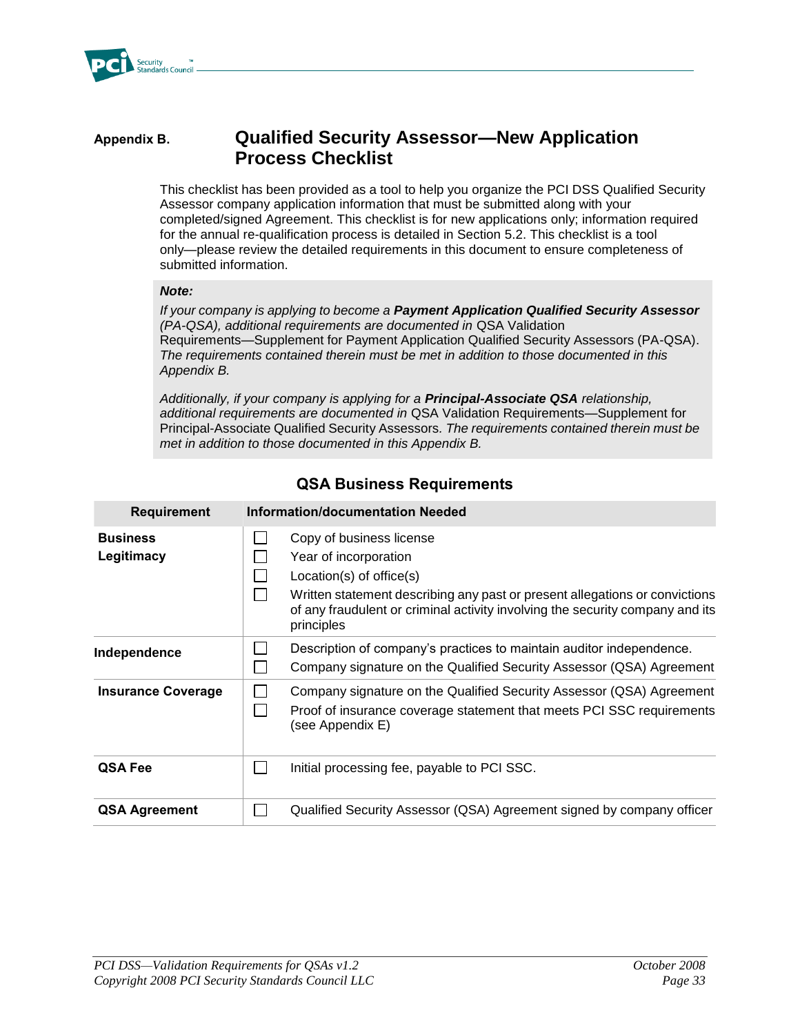# Appendix B. Qualified Security Assessor—New Application Process Checklist

This checklist has been provided as a tool to help you organize the PCI DSS Qualified Security Assessor company application information that must be submitted along with your completed/signed Agreement. This checklist is for new applications only; information required for the annual re-qualification process is detailed in Section 5.2. This checklist is a tool only—please review the detailed requirements in this document to ensure completeness of submitted information.

> ***Note:***
>
> *If your company is applying to become a* ***Payment Application Qualified Security Assessor*** *(PA-QSA), additional requirements are documented in* QSA Validation Requirements—Supplement for Payment Application Qualified Security Assessors (PA-QSA). *The requirements contained therein must be met in addition to those documented in this Appendix B.*
>
> *Additionally, if your company is applying for a* ***Principal-Associate QSA*** *relationship, additional requirements are documented in* QSA Validation Requirements—Supplement for Principal-Associate Qualified Security Assessors. *The requirements contained therein must be met in addition to those documented in this Appendix B.*

## QSA Business Requirements

| Requirement | Information/documentation Needed |
|---|---|
| **Business Legitimacy** | ☐ Copy of business license<br>☐ Year of incorporation<br>☐ Location(s) of office(s)<br>☐ Written statement describing any past or present allegations or convictions of any fraudulent or criminal activity involving the security company and its principles |
| **Independence** | ☐ Description of company's practices to maintain auditor independence.<br>☐ Company signature on the Qualified Security Assessor (QSA) Agreement |
| **Insurance Coverage** | ☐ Company signature on the Qualified Security Assessor (QSA) Agreement<br>☐ Proof of insurance coverage statement that meets PCI SSC requirements (see Appendix E) |
| **QSA Fee** | ☐ Initial processing fee, payable to PCI SSC. |
| **QSA Agreement** | ☐ Qualified Security Assessor (QSA) Agreement signed by company officer |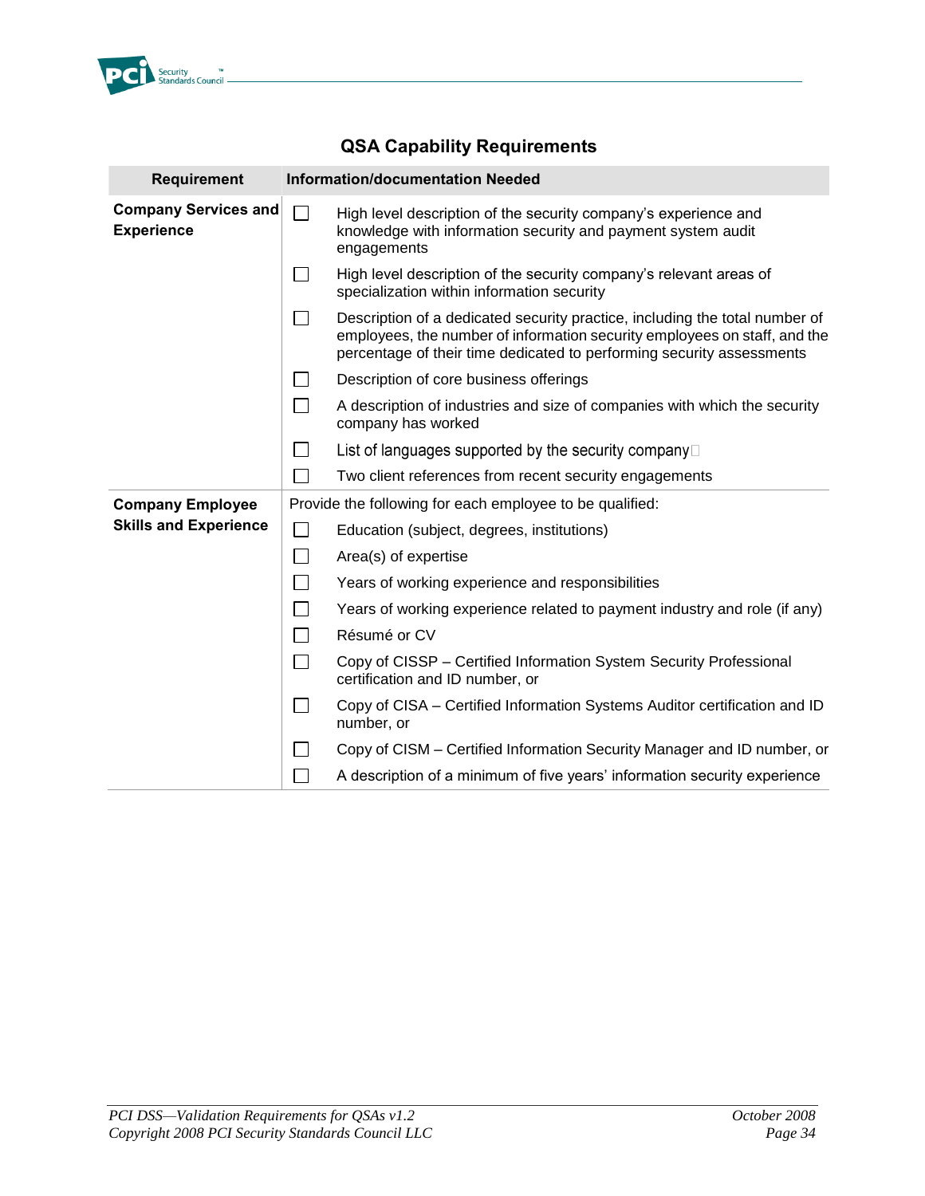## QSA Capability Requirements

| Requirement | Information/documentation Needed |
|---|---|
| **Company Services and Experience** | ☐ High level description of the security company's experience and knowledge with information security and payment system audit engagements |
| | ☐ High level description of the security company's relevant areas of specialization within information security |
| | ☐ Description of a dedicated security practice, including the total number of employees, the number of information security employees on staff, and the percentage of their time dedicated to performing security assessments |
| | ☐ Description of core business offerings |
| | ☐ A description of industries and size of companies with which the security company has worked |
| | ☐ List of languages supported by the security company |
| | ☐ Two client references from recent security engagements |
| **Company Employee Skills and Experience** | Provide the following for each employee to be qualified: |
| | ☐ Education (subject, degrees, institutions) |
| | ☐ Area(s) of expertise |
| | ☐ Years of working experience and responsibilities |
| | ☐ Years of working experience related to payment industry and role (if any) |
| | ☐ Résumé or CV |
| | ☐ Copy of CISSP – Certified Information System Security Professional certification and ID number, or |
| | ☐ Copy of CISA – Certified Information Systems Auditor certification and ID number, or |
| | ☐ Copy of CISM – Certified Information Security Manager and ID number, or |
| | ☐ A description of a minimum of five years' information security experience |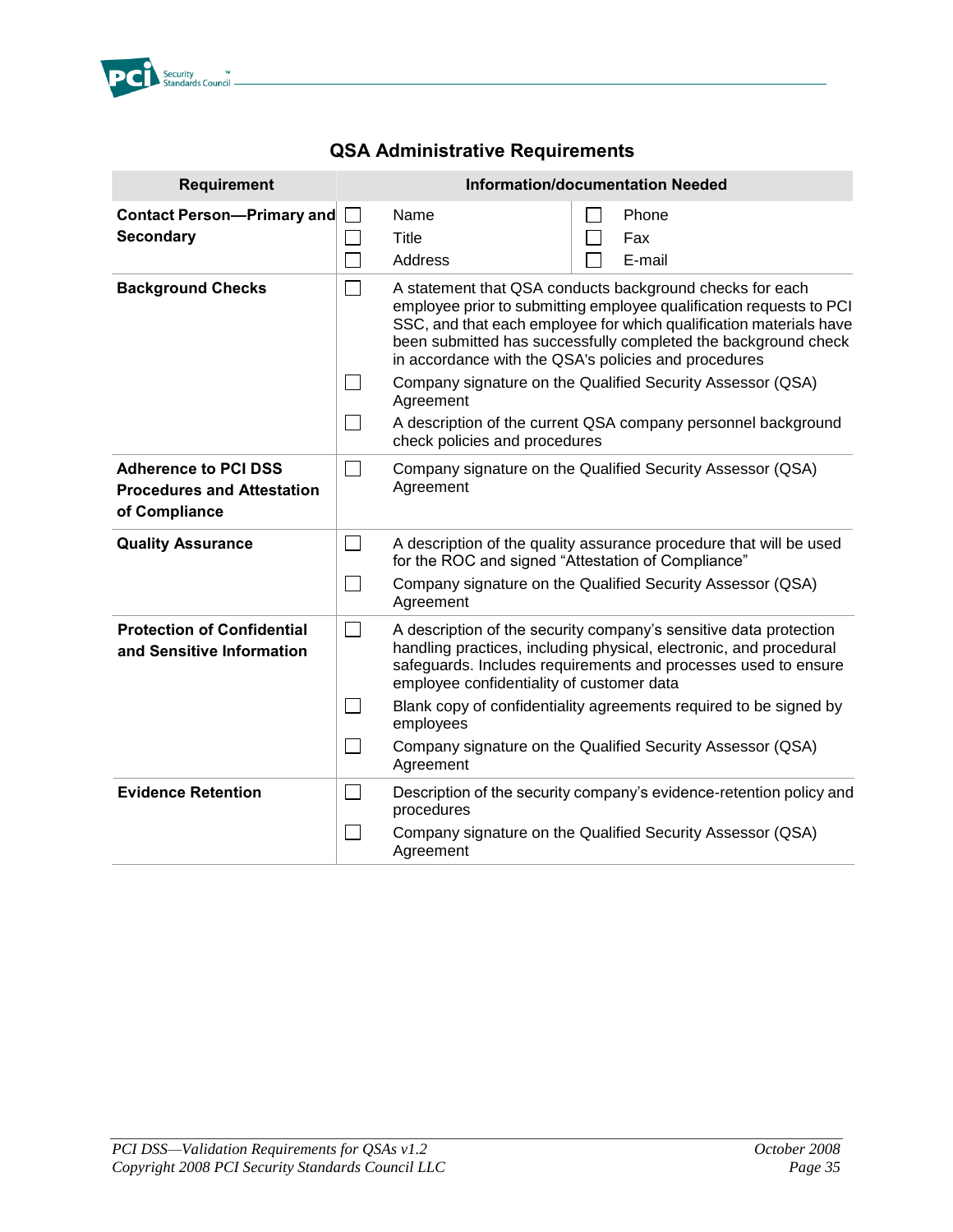## QSA Administrative Requirements

| Requirement | Information/documentation Needed |
|---|---|
| **Contact Person—Primary and Secondary** | ☐ Name<br>☐ Title<br>☐ Address<br>☐ Phone<br>☐ Fax<br>☐ E-mail |
| **Background Checks** | ☐ A statement that QSA conducts background checks for each employee prior to submitting employee qualification requests to PCI SSC, and that each employee for which qualification materials have been submitted has successfully completed the background check in accordance with the QSA's policies and procedures<br>☐ Company signature on the Qualified Security Assessor (QSA) Agreement<br>☐ A description of the current QSA company personnel background check policies and procedures |
| **Adherence to PCI DSS Procedures and Attestation of Compliance** | ☐ Company signature on the Qualified Security Assessor (QSA) Agreement |
| **Quality Assurance** | ☐ A description of the quality assurance procedure that will be used for the ROC and signed "Attestation of Compliance"<br>☐ Company signature on the Qualified Security Assessor (QSA) Agreement |
| **Protection of Confidential and Sensitive Information** | ☐ A description of the security company's sensitive data protection handling practices, including physical, electronic, and procedural safeguards. Includes requirements and processes used to ensure employee confidentiality of customer data<br>☐ Blank copy of confidentiality agreements required to be signed by employees<br>☐ Company signature on the Qualified Security Assessor (QSA) Agreement |
| **Evidence Retention** | ☐ Description of the security company's evidence-retention policy and procedures<br>☐ Company signature on the Qualified Security Assessor (QSA) Agreement |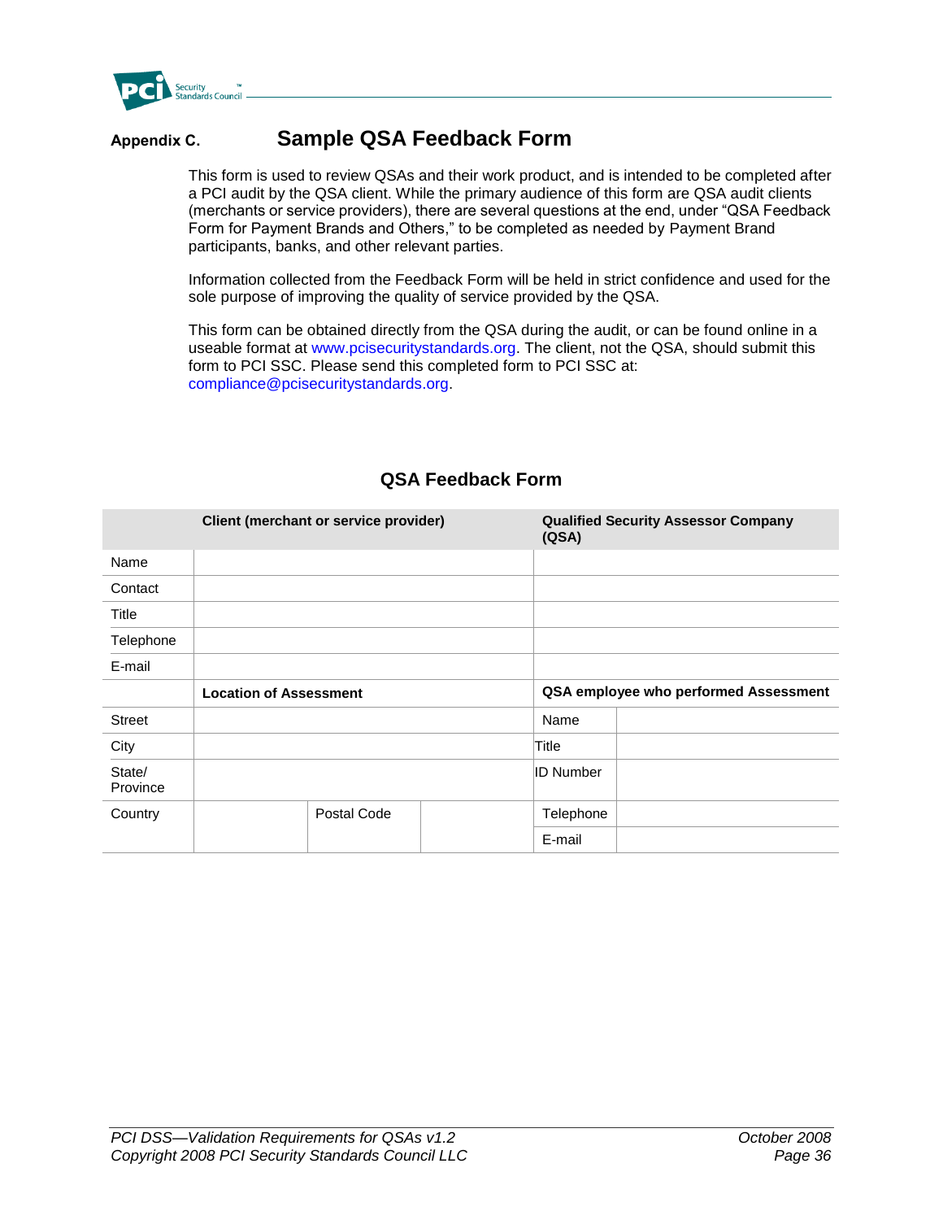## Appendix C. Sample QSA Feedback Form

This form is used to review QSAs and their work product, and is intended to be completed after a PCI audit by the QSA client. While the primary audience of this form are QSA audit clients (merchants or service providers), there are several questions at the end, under "QSA Feedback Form for Payment Brands and Others," to be completed as needed by Payment Brand participants, banks, and other relevant parties.

Information collected from the Feedback Form will be held in strict confidence and used for the sole purpose of improving the quality of service provided by the QSA.

This form can be obtained directly from the QSA during the audit, or can be found online in a useable format at www.pcisecuritystandards.org. The client, not the QSA, should submit this form to PCI SSC. Please send this completed form to PCI SSC at: compliance@pcisecuritystandards.org.

### QSA Feedback Form

| | Client (merchant or service provider) | | | Qualified Security Assessor Company (QSA) | |
|---|---|---|---|---|---|
| Name | | | | | |
| Contact | | | | | |
| Title | | | | | |
| Telephone | | | | | |
| E-mail | | | | | |
| | **Location of Assessment** | | | **QSA employee who performed Assessment** | |
| Street | | | | Name | |
| City | | | | Title | |
| State/ Province | | | | ID Number | |
| Country | | Postal Code | | Telephone | |
| | | | | E-mail | |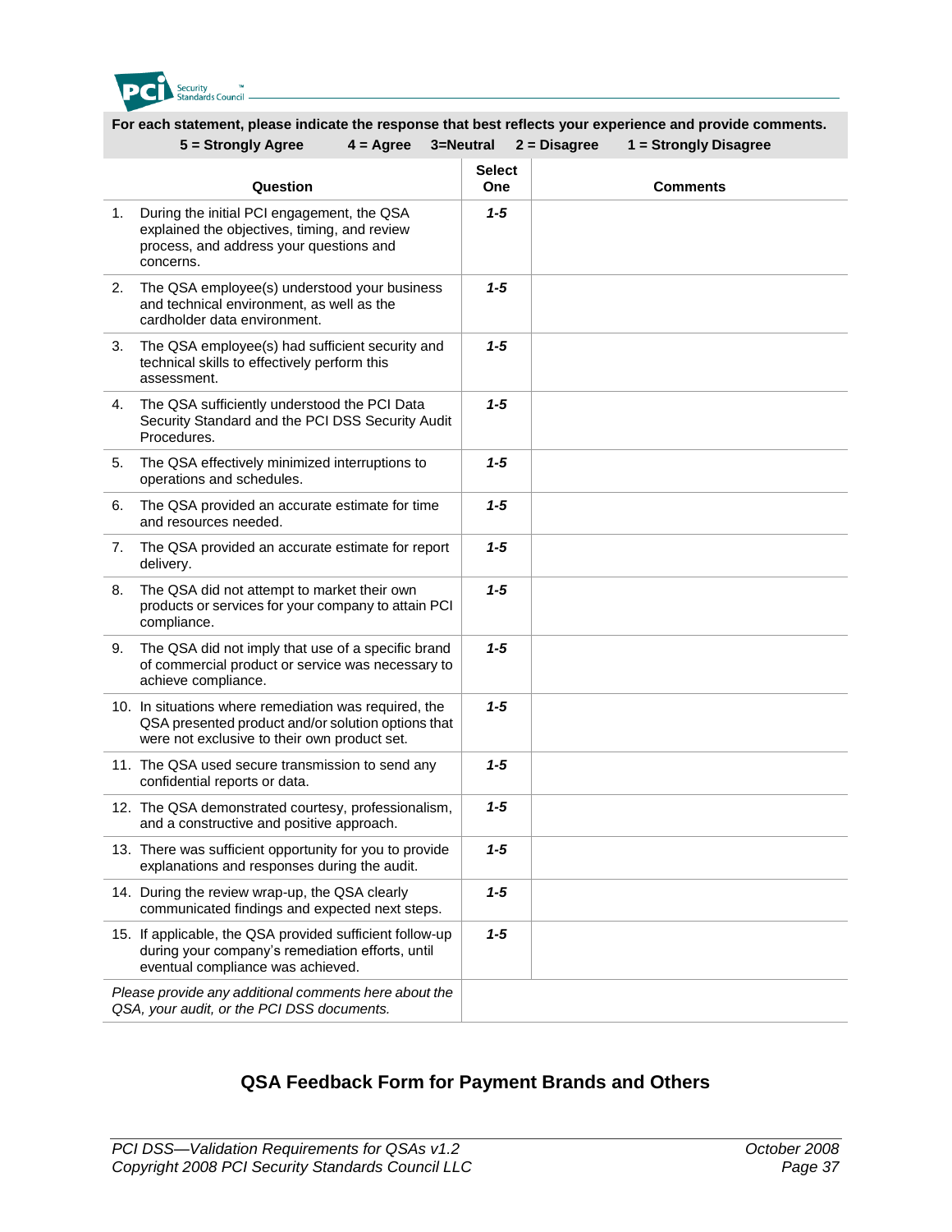**For each statement, please indicate the response that best reflects your experience and provide comments.**

**5 = Strongly Agree 4 = Agree 3=Neutral 2 = Disagree 1 = Strongly Disagree**

| Question | Select One | Comments |
|---|---|---|
| 1. During the initial PCI engagement, the QSA explained the objectives, timing, and review process, and address your questions and concerns. | ***1-5*** | |
| 2. The QSA employee(s) understood your business and technical environment, as well as the cardholder data environment. | ***1-5*** | |
| 3. The QSA employee(s) had sufficient security and technical skills to effectively perform this assessment. | ***1-5*** | |
| 4. The QSA sufficiently understood the PCI Data Security Standard and the PCI DSS Security Audit Procedures. | ***1-5*** | |
| 5. The QSA effectively minimized interruptions to operations and schedules. | ***1-5*** | |
| 6. The QSA provided an accurate estimate for time and resources needed. | ***1-5*** | |
| 7. The QSA provided an accurate estimate for report delivery. | ***1-5*** | |
| 8. The QSA did not attempt to market their own products or services for your company to attain PCI compliance. | ***1-5*** | |
| 9. The QSA did not imply that use of a specific brand of commercial product or service was necessary to achieve compliance. | ***1-5*** | |
| 10. In situations where remediation was required, the QSA presented product and/or solution options that were not exclusive to their own product set. | ***1-5*** | |
| 11. The QSA used secure transmission to send any confidential reports or data. | ***1-5*** | |
| 12. The QSA demonstrated courtesy, professionalism, and a constructive and positive approach. | ***1-5*** | |
| 13. There was sufficient opportunity for you to provide explanations and responses during the audit. | ***1-5*** | |
| 14. During the review wrap-up, the QSA clearly communicated findings and expected next steps. | ***1-5*** | |
| 15. If applicable, the QSA provided sufficient follow-up during your company's remediation efforts, until eventual compliance was achieved. | ***1-5*** | |
| *Please provide any additional comments here about the QSA, your audit, or the PCI DSS documents.* | | |

## QSA Feedback Form for Payment Brands and Others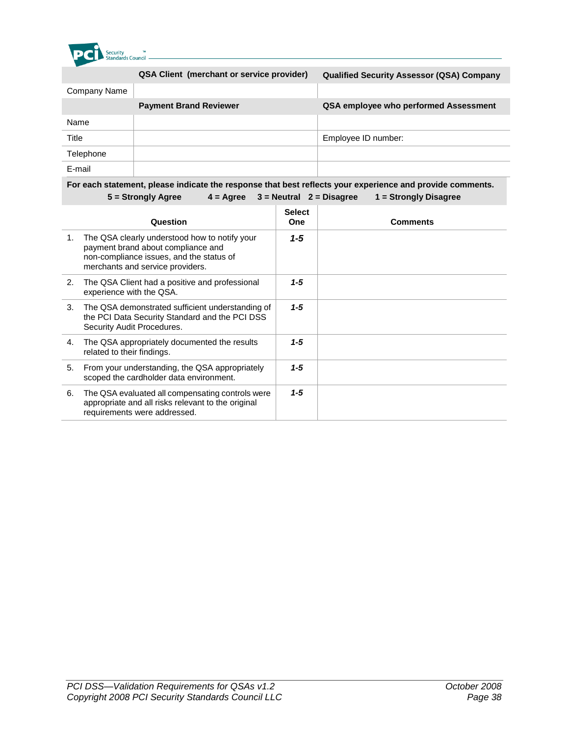| | QSA Client (merchant or service provider) | Qualified Security Assessor (QSA) Company |
|---|---|---|
| Company Name | | |
| | **Payment Brand Reviewer** | **QSA employee who performed Assessment** |
| Name | | |
| Title | | Employee ID number: |
| Telephone | | |
| E-mail | | |

**For each statement, please indicate the response that best reflects your experience and provide comments.**
**5 = Strongly Agree 4 = Agree 3 = Neutral 2 = Disagree 1 = Strongly Disagree**

| Question | Select One | Comments |
|---|---|---|
| 1. The QSA clearly understood how to notify your payment brand about compliance and non-compliance issues, and the status of merchants and service providers. | ***1-5*** | |
| 2. The QSA Client had a positive and professional experience with the QSA. | ***1-5*** | |
| 3. The QSA demonstrated sufficient understanding of the PCI Data Security Standard and the PCI DSS Security Audit Procedures. | ***1-5*** | |
| 4. The QSA appropriately documented the results related to their findings. | ***1-5*** | |
| 5. From your understanding, the QSA appropriately scoped the cardholder data environment. | ***1-5*** | |
| 6. The QSA evaluated all compensating controls were appropriate and all risks relevant to the original requirements were addressed. | ***1-5*** | |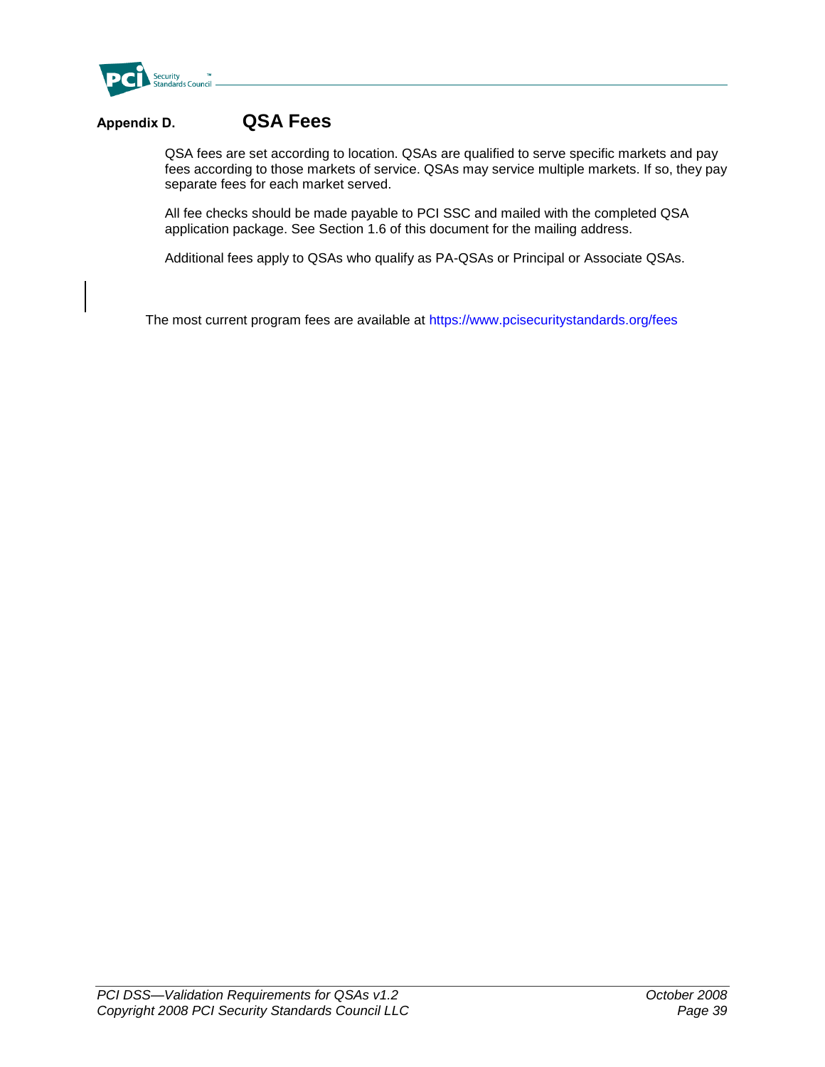# Appendix D. QSA Fees

QSA fees are set according to location. QSAs are qualified to serve specific markets and pay fees according to those markets of service. QSAs may service multiple markets. If so, they pay separate fees for each market served.

All fee checks should be made payable to PCI SSC and mailed with the completed QSA application package. See Section 1.6 of this document for the mailing address.

Additional fees apply to QSAs who qualify as PA-QSAs or Principal or Associate QSAs.

The most current program fees are available at https://www.pcisecuritystandards.org/fees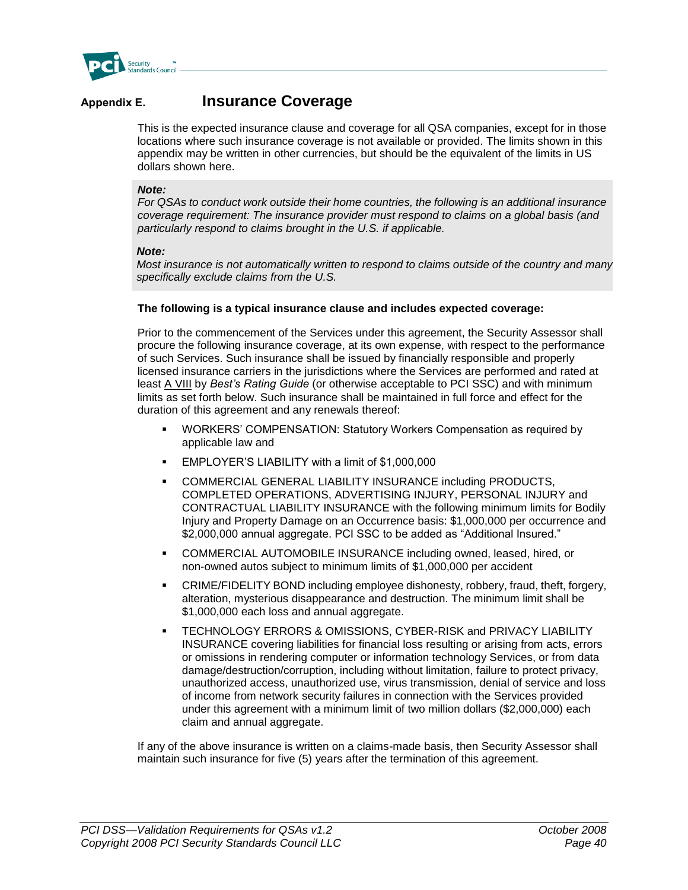## Appendix E. Insurance Coverage

This is the expected insurance clause and coverage for all QSA companies, except for in those locations where such insurance coverage is not available or provided. The limits shown in this appendix may be written in other currencies, but should be the equivalent of the limits in US dollars shown here.

> ***Note:***
> *For QSAs to conduct work outside their home countries, the following is an additional insurance coverage requirement: The insurance provider must respond to claims on a global basis (and particularly respond to claims brought in the U.S. if applicable.*
>
> ***Note:***
> *Most insurance is not automatically written to respond to claims outside of the country and many specifically exclude claims from the U.S.*

**The following is a typical insurance clause and includes expected coverage:**

Prior to the commencement of the Services under this agreement, the Security Assessor shall procure the following insurance coverage, at its own expense, with respect to the performance of such Services. Such insurance shall be issued by financially responsible and properly licensed insurance carriers in the jurisdictions where the Services are performed and rated at least A VIII by *Best's Rating Guide* (or otherwise acceptable to PCI SSC) and with minimum limits as set forth below. Such insurance shall be maintained in full force and effect for the duration of this agreement and any renewals thereof:

- WORKERS' COMPENSATION: Statutory Workers Compensation as required by applicable law and
- EMPLOYER'S LIABILITY with a limit of $1,000,000
- COMMERCIAL GENERAL LIABILITY INSURANCE including PRODUCTS, COMPLETED OPERATIONS, ADVERTISING INJURY, PERSONAL INJURY and CONTRACTUAL LIABILITY INSURANCE with the following minimum limits for Bodily Injury and Property Damage on an Occurrence basis: $1,000,000 per occurrence and $2,000,000 annual aggregate. PCI SSC to be added as "Additional Insured."
- COMMERCIAL AUTOMOBILE INSURANCE including owned, leased, hired, or non-owned autos subject to minimum limits of $1,000,000 per accident
- CRIME/FIDELITY BOND including employee dishonesty, robbery, fraud, theft, forgery, alteration, mysterious disappearance and destruction. The minimum limit shall be $1,000,000 each loss and annual aggregate.
- TECHNOLOGY ERRORS & OMISSIONS, CYBER-RISK and PRIVACY LIABILITY INSURANCE covering liabilities for financial loss resulting or arising from acts, errors or omissions in rendering computer or information technology Services, or from data damage/destruction/corruption, including without limitation, failure to protect privacy, unauthorized access, unauthorized use, virus transmission, denial of service and loss of income from network security failures in connection with the Services provided under this agreement with a minimum limit of two million dollars ($2,000,000) each claim and annual aggregate.

If any of the above insurance is written on a claims-made basis, then Security Assessor shall maintain such insurance for five (5) years after the termination of this agreement.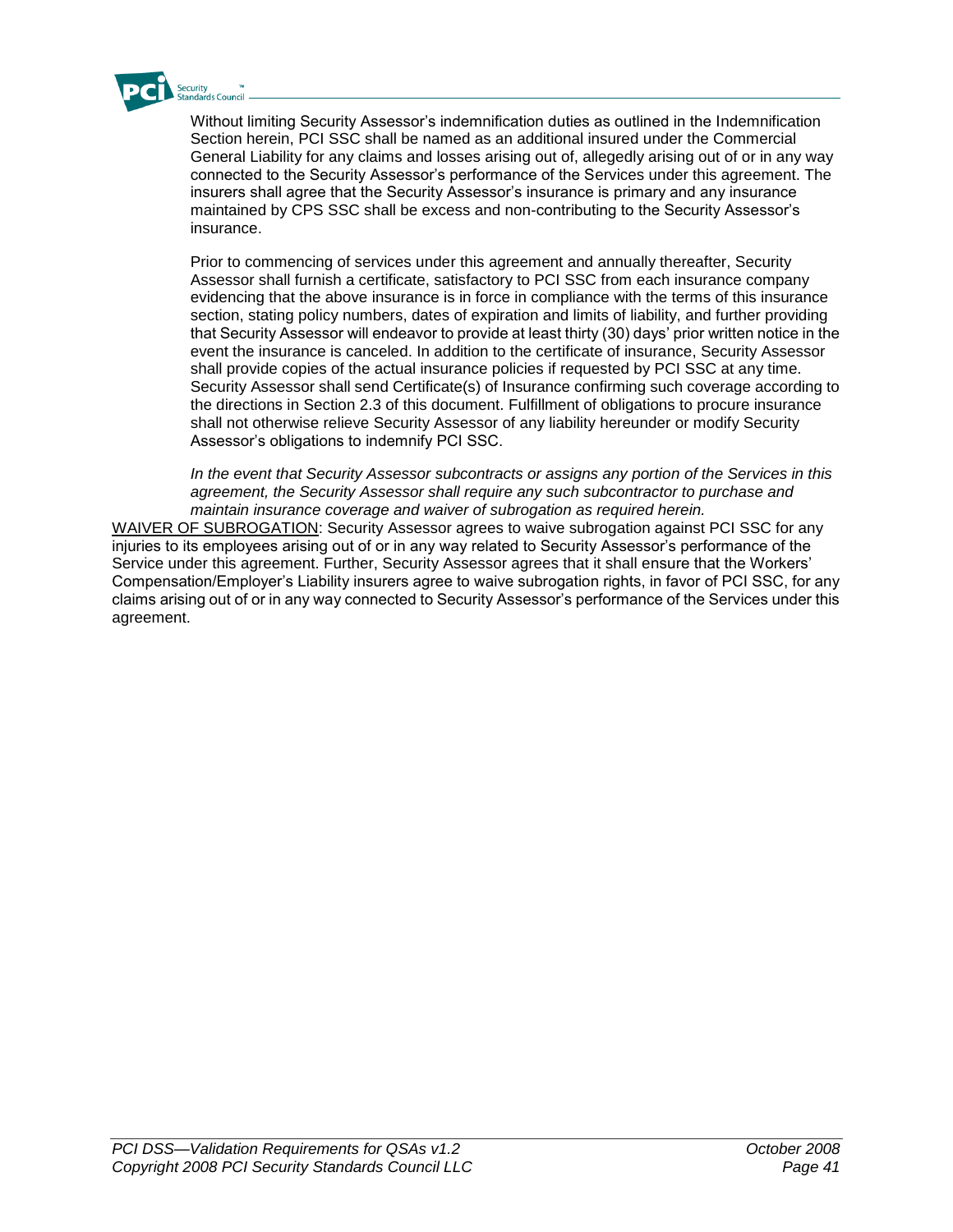Without limiting Security Assessor's indemnification duties as outlined in the Indemnification Section herein, PCI SSC shall be named as an additional insured under the Commercial General Liability for any claims and losses arising out of, allegedly arising out of or in any way connected to the Security Assessor's performance of the Services under this agreement. The insurers shall agree that the Security Assessor's insurance is primary and any insurance maintained by CPS SSC shall be excess and non-contributing to the Security Assessor's insurance.

Prior to commencing of services under this agreement and annually thereafter, Security Assessor shall furnish a certificate, satisfactory to PCI SSC from each insurance company evidencing that the above insurance is in force in compliance with the terms of this insurance section, stating policy numbers, dates of expiration and limits of liability, and further providing that Security Assessor will endeavor to provide at least thirty (30) days' prior written notice in the event the insurance is canceled. In addition to the certificate of insurance, Security Assessor shall provide copies of the actual insurance policies if requested by PCI SSC at any time. Security Assessor shall send Certificate(s) of Insurance confirming such coverage according to the directions in Section 2.3 of this document. Fulfillment of obligations to procure insurance shall not otherwise relieve Security Assessor of any liability hereunder or modify Security Assessor's obligations to indemnify PCI SSC.

*In the event that Security Assessor subcontracts or assigns any portion of the Services in this agreement, the Security Assessor shall require any such subcontractor to purchase and maintain insurance coverage and waiver of subrogation as required herein.*

<u>WAIVER OF SUBROGATION</u>: Security Assessor agrees to waive subrogation against PCI SSC for any injuries to its employees arising out of or in any way related to Security Assessor's performance of the Service under this agreement. Further, Security Assessor agrees that it shall ensure that the Workers' Compensation/Employer's Liability insurers agree to waive subrogation rights, in favor of PCI SSC, for any claims arising out of or in any way connected to Security Assessor's performance of the Services under this agreement.